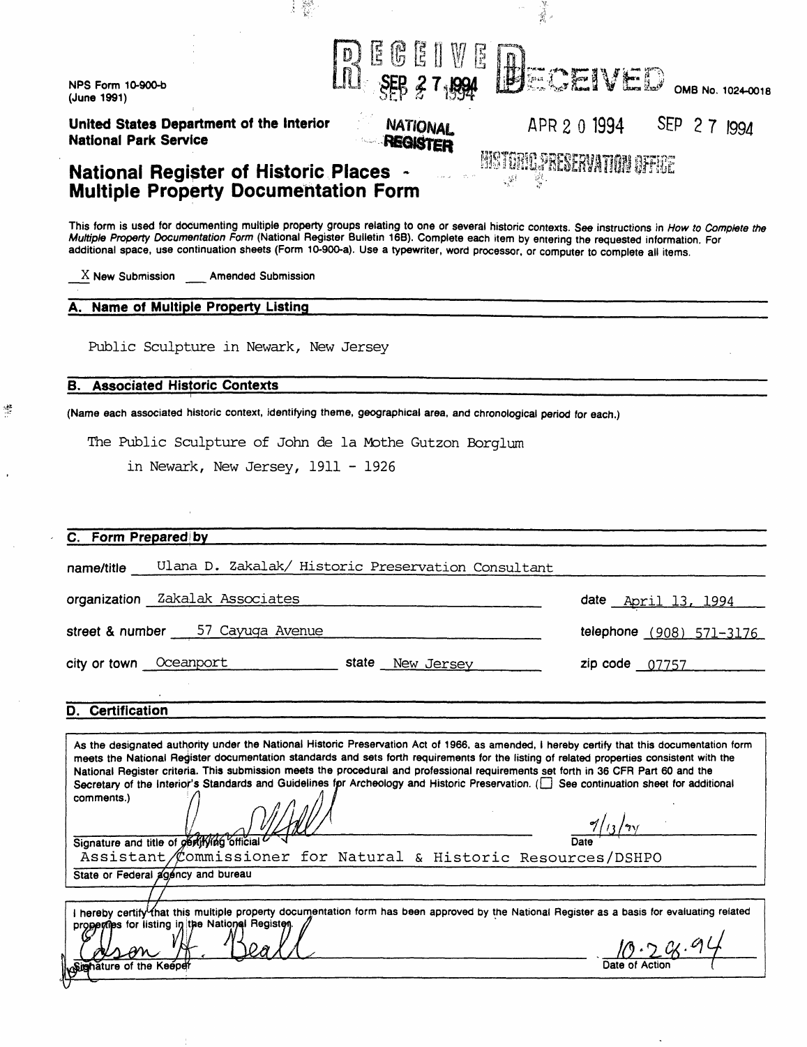NPS Form 10-900-b
(June 1991)

RECEIVED SEP 27 1994

RECEIVED

OMB No. 1024-0018

**United States Department of the Interior**
**National Park Service**

NATIONAL REGISTER

APR 20 1994 SEP 27 1994

HISTORIC PRESERVATION OFFICE

# National Register of Historic Places - Multiple Property Documentation Form

This form is used for documenting multiple property groups relating to one or several historic contexts. See instructions in *How to Complete the Multiple Property Documentation Form* (National Register Bulletin 16B). Complete each item by entering the requested information. For additional space, use continuation sheets (Form 10-900-a). Use a typewriter, word processor, or computer to complete all items.

X New Submission ___ Amended Submission

## A. Name of Multiple Property Listing

Public Sculpture in Newark, New Jersey

## B. Associated Historic Contexts

(Name each associated historic context, identifying theme, geographical area, and chronological period for each.)

The Public Sculpture of John de la Mothe Gutzon Borglum
in Newark, New Jersey, 1911 - 1926

## C. Form Prepared by

name/title Ulana D. Zakalak/ Historic Preservation Consultant

organization Zakalak Associates — date April 13, 1994

street & number 57 Cayuga Avenue — telephone (908) 571-3176

city or town Oceanport — state New Jersey — zip code 07757

## D. Certification

As the designated authority under the National Historic Preservation Act of 1966, as amended, I hereby certify that this documentation form meets the National Register documentation standards and sets forth requirements for the listing of related properties consistent with the National Register criteria. This submission meets the procedural and professional requirements set forth in 36 CFR Part 60 and the Secretary of the Interior's Standards and Guidelines for Archeology and Historic Preservation. (☐ See continuation sheet for additional comments.)

Signature and title of certifying official — Date 9/13/94

Assistant Commissioner for Natural & Historic Resources/DSHPO

State or Federal agency and bureau

I hereby certify that this multiple property documentation form has been approved by the National Register as a basis for evaluating related properties for listing in the National Register.

Edson H. Beall — Signature of the Keeper — Date of Action 10.28.94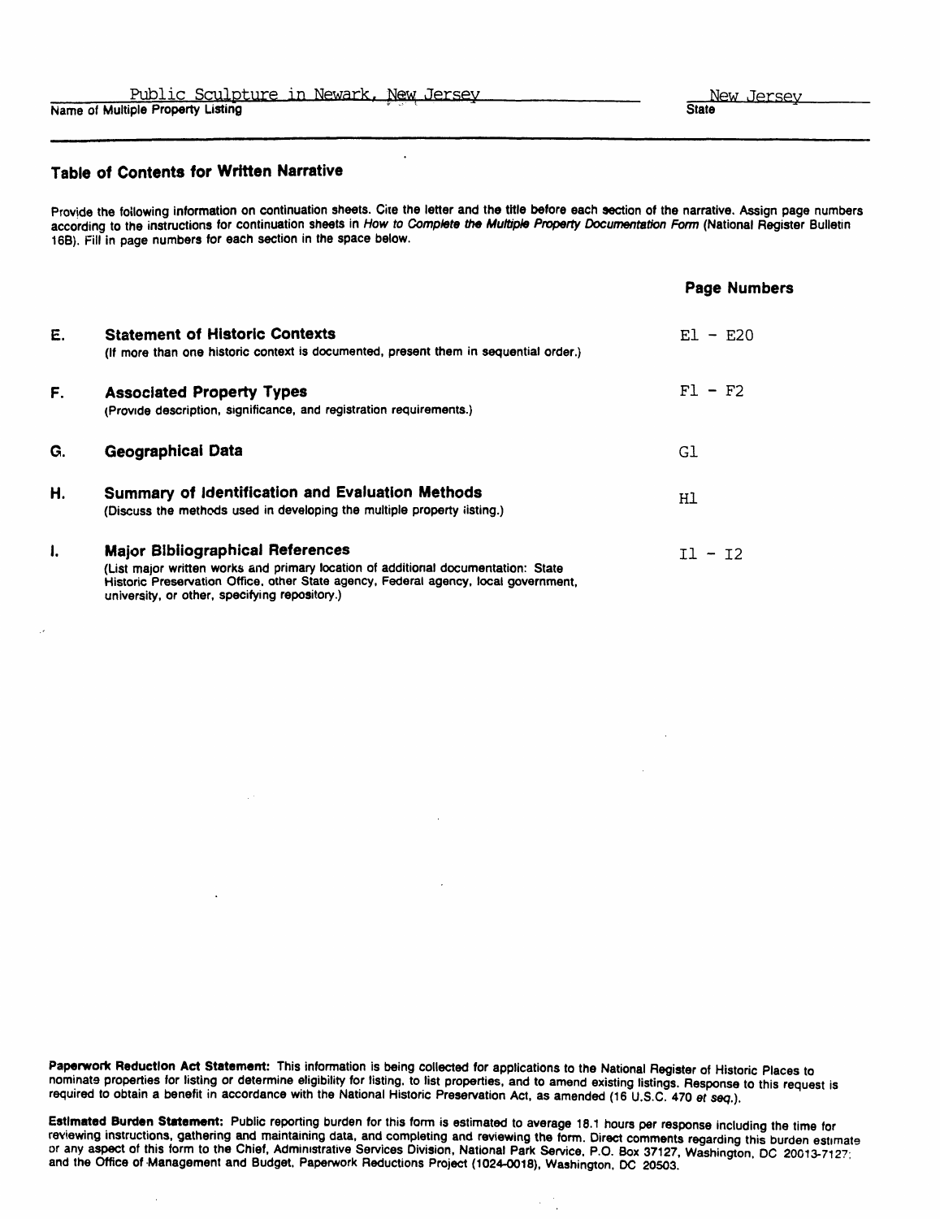Public Sculpture in Newark, New Jersey | New Jersey
Name of Multiple Property Listing | State

## Table of Contents for Written Narrative

Provide the following information on continuation sheets. Cite the letter and the title before each section of the narrative. Assign page numbers according to the instructions for continuation sheets in *How to Complete the Multiple Property Documentation Form* (National Register Bulletin 16B). Fill in page numbers for each section in the space below.

| | | Page Numbers |
|---|---|---|
| E. | **Statement of Historic Contexts** (If more than one historic context is documented, present them in sequential order.) | E1 - E20 |
| F. | **Associated Property Types** (Provide description, significance, and registration requirements.) | F1 - F2 |
| G. | **Geographical Data** | G1 |
| H. | **Summary of Identification and Evaluation Methods** (Discuss the methods used in developing the multiple property listing.) | H1 |
| I. | **Major Bibliographical References** (List major written works and primary location of additional documentation: State Historic Preservation Office, other State agency, Federal agency, local government, university, or other, specifying repository.) | I1 - I2 |

**Paperwork Reduction Act Statement:** This information is being collected for applications to the National Register of Historic Places to nominate properties for listing or determine eligibility for listing, to list properties, and to amend existing listings. Response to this request is required to obtain a benefit in accordance with the National Historic Preservation Act, as amended (16 U.S.C. 470 *et seq.*).

**Estimated Burden Statement:** Public reporting burden for this form is estimated to average 18.1 hours per response including the time for reviewing instructions, gathering and maintaining data, and completing and reviewing the form. Direct comments regarding this burden estimate or any aspect of this form to the Chief, Administrative Services Division, National Park Service, P.O. Box 37127, Washington, DC 20013-7127; and the Office of Management and Budget, Paperwork Reductions Project (1024-0018), Washington, DC 20503.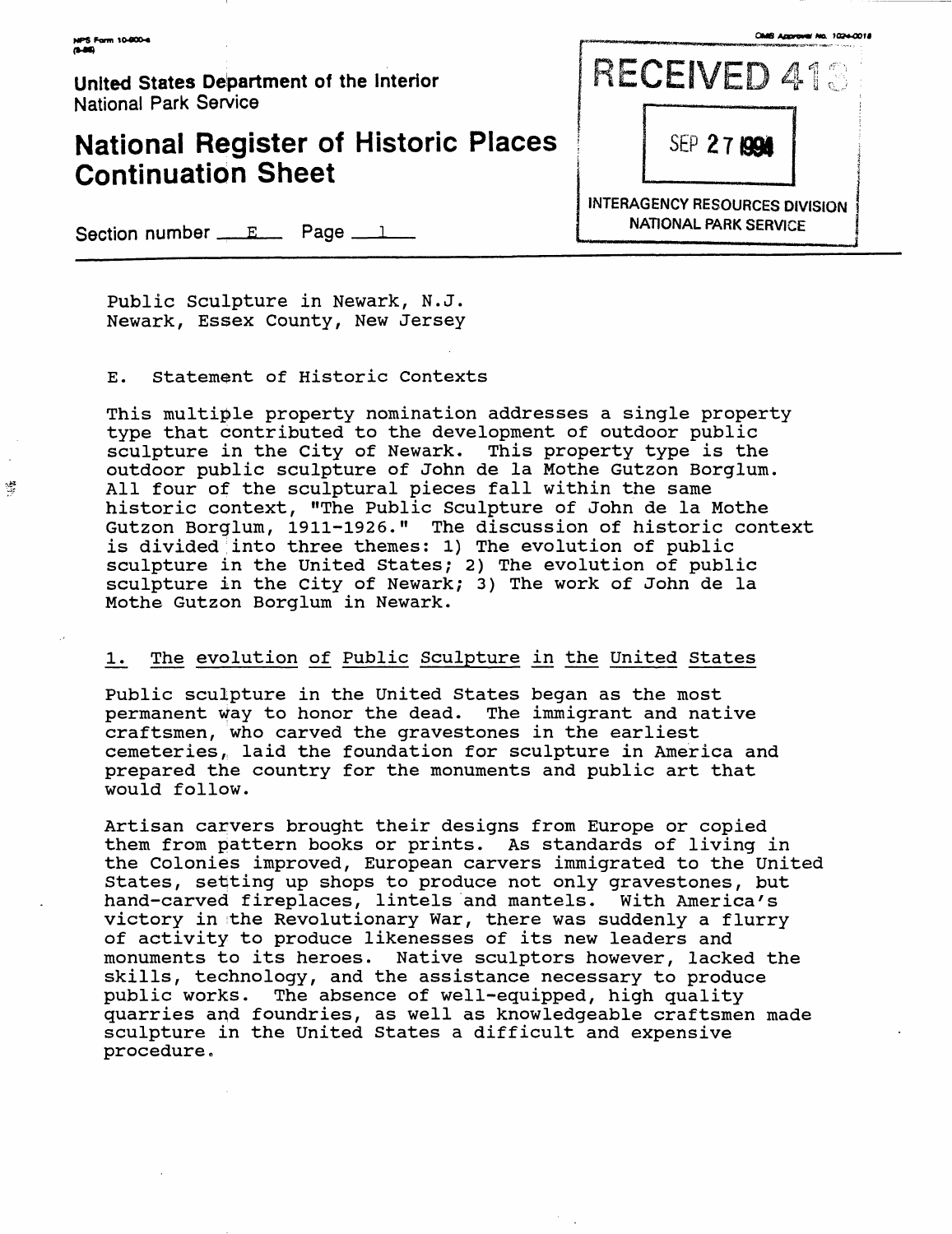United States Department of the Interior
National Park Service

# National Register of Historic Places Continuation Sheet

Section number E Page 1

RECEIVED 413

SEP 27 1994

INTERAGENCY RESOURCES DIVISION
NATIONAL PARK SERVICE

Public Sculpture in Newark, N.J.
Newark, Essex County, New Jersey

## E. Statement of Historic Contexts

This multiple property nomination addresses a single property type that contributed to the development of outdoor public sculpture in the City of Newark. This property type is the outdoor public sculpture of John de la Mothe Gutzon Borglum. All four of the sculptural pieces fall within the same historic context, "The Public Sculpture of John de la Mothe Gutzon Borglum, 1911-1926." The discussion of historic context is divided into three themes: 1) The evolution of public sculpture in the United States; 2) The evolution of public sculpture in the City of Newark; 3) The work of John de la Mothe Gutzon Borglum in Newark.

### 1. The evolution of Public Sculpture in the United States

Public sculpture in the United States began as the most permanent way to honor the dead. The immigrant and native craftsmen, who carved the gravestones in the earliest cemeteries, laid the foundation for sculpture in America and prepared the country for the monuments and public art that would follow.

Artisan carvers brought their designs from Europe or copied them from pattern books or prints. As standards of living in the Colonies improved, European carvers immigrated to the United States, setting up shops to produce not only gravestones, but hand-carved fireplaces, lintels and mantels. With America's victory in the Revolutionary War, there was suddenly a flurry of activity to produce likenesses of its new leaders and monuments to its heroes. Native sculptors however, lacked the skills, technology, and the assistance necessary to produce public works. The absence of well-equipped, high quality quarries and foundries, as well as knowledgeable craftsmen made sculpture in the United States a difficult and expensive procedure.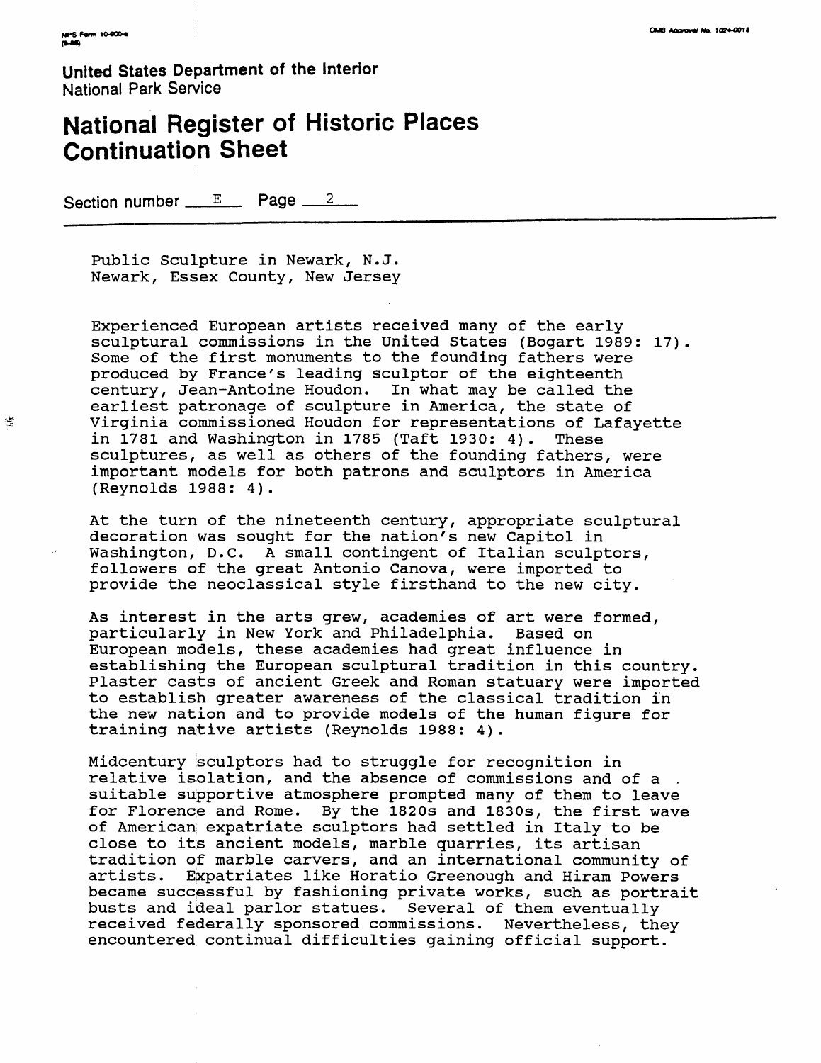Public Sculpture in Newark, N.J.
Newark, Essex County, New Jersey

Experienced European artists received many of the early sculptural commissions in the United States (Bogart 1989: 17). Some of the first monuments to the founding fathers were produced by France's leading sculptor of the eighteenth century, Jean-Antoine Houdon. In what may be called the earliest patronage of sculpture in America, the state of Virginia commissioned Houdon for representations of Lafayette in 1781 and Washington in 1785 (Taft 1930: 4). These sculptures, as well as others of the founding fathers, were important models for both patrons and sculptors in America (Reynolds 1988: 4).

At the turn of the nineteenth century, appropriate sculptural decoration was sought for the nation's new Capitol in Washington, D.C. A small contingent of Italian sculptors, followers of the great Antonio Canova, were imported to provide the neoclassical style firsthand to the new city.

As interest in the arts grew, academies of art were formed, particularly in New York and Philadelphia. Based on European models, these academies had great influence in establishing the European sculptural tradition in this country. Plaster casts of ancient Greek and Roman statuary were imported to establish greater awareness of the classical tradition in the new nation and to provide models of the human figure for training native artists (Reynolds 1988: 4).

Midcentury sculptors had to struggle for recognition in relative isolation, and the absence of commissions and of a suitable supportive atmosphere prompted many of them to leave for Florence and Rome. By the 1820s and 1830s, the first wave of American expatriate sculptors had settled in Italy to be close to its ancient models, marble quarries, its artisan tradition of marble carvers, and an international community of artists. Expatriates like Horatio Greenough and Hiram Powers became successful by fashioning private works, such as portrait busts and ideal parlor statues. Several of them eventually received federally sponsored commissions. Nevertheless, they encountered continual difficulties gaining official support.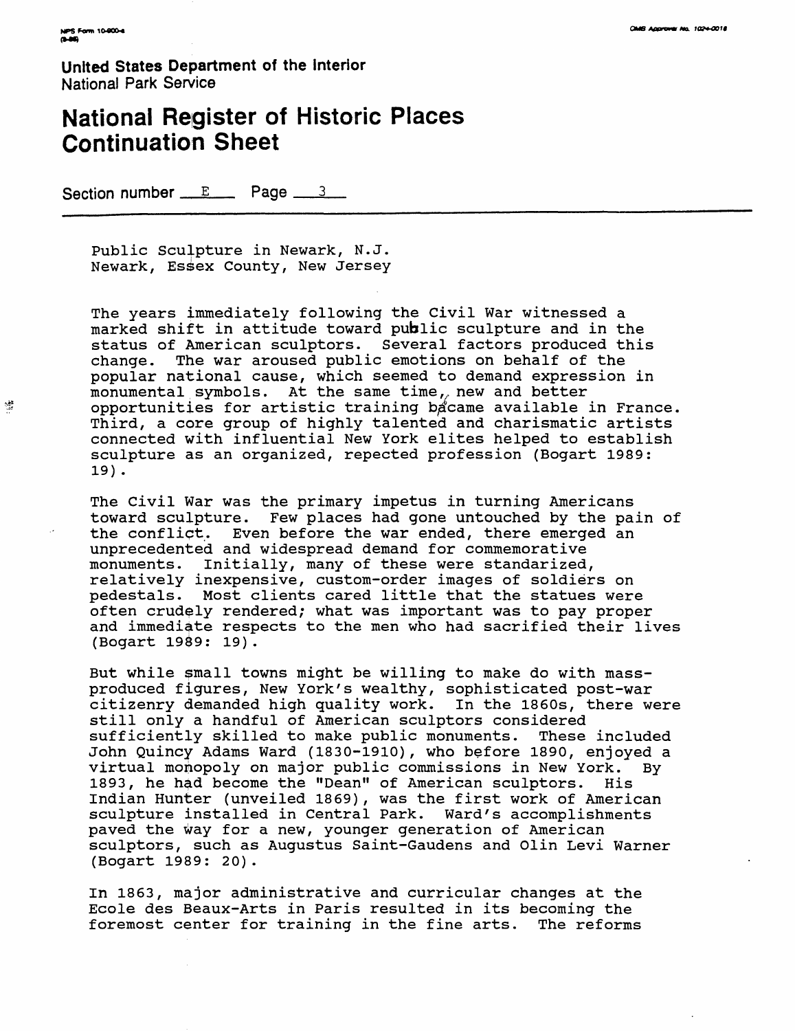United States Department of the Interior
National Park Service

# National Register of Historic Places Continuation Sheet

Section number E Page 3

Public Sculpture in Newark, N.J.
Newark, Essex County, New Jersey

The years immediately following the Civil War witnessed a marked shift in attitude toward public sculpture and in the status of American sculptors. Several factors produced this change. The war aroused public emotions on behalf of the popular national cause, which seemed to demand expression in monumental symbols. At the same time, new and better opportunities for artistic training became available in France. Third, a core group of highly talented and charismatic artists connected with influential New York elites helped to establish sculpture as an organized, repected profession (Bogart 1989: 19).

The Civil War was the primary impetus in turning Americans toward sculpture. Few places had gone untouched by the pain of the conflict. Even before the war ended, there emerged an unprecedented and widespread demand for commemorative monuments. Initially, many of these were standarized, relatively inexpensive, custom-order images of soldiers on pedestals. Most clients cared little that the statues were often crudely rendered; what was important was to pay proper and immediate respects to the men who had sacrified their lives (Bogart 1989: 19).

But while small towns might be willing to make do with mass-produced figures, New York's wealthy, sophisticated post-war citizenry demanded high quality work. In the 1860s, there were still only a handful of American sculptors considered sufficiently skilled to make public monuments. These included John Quincy Adams Ward (1830-1910), who before 1890, enjoyed a virtual monopoly on major public commissions in New York. By 1893, he had become the "Dean" of American sculptors. His Indian Hunter (unveiled 1869), was the first work of American sculpture installed in Central Park. Ward's accomplishments paved the way for a new, younger generation of American sculptors, such as Augustus Saint-Gaudens and Olin Levi Warner (Bogart 1989: 20).

In 1863, major administrative and curricular changes at the Ecole des Beaux-Arts in Paris resulted in its becoming the foremost center for training in the fine arts. The reforms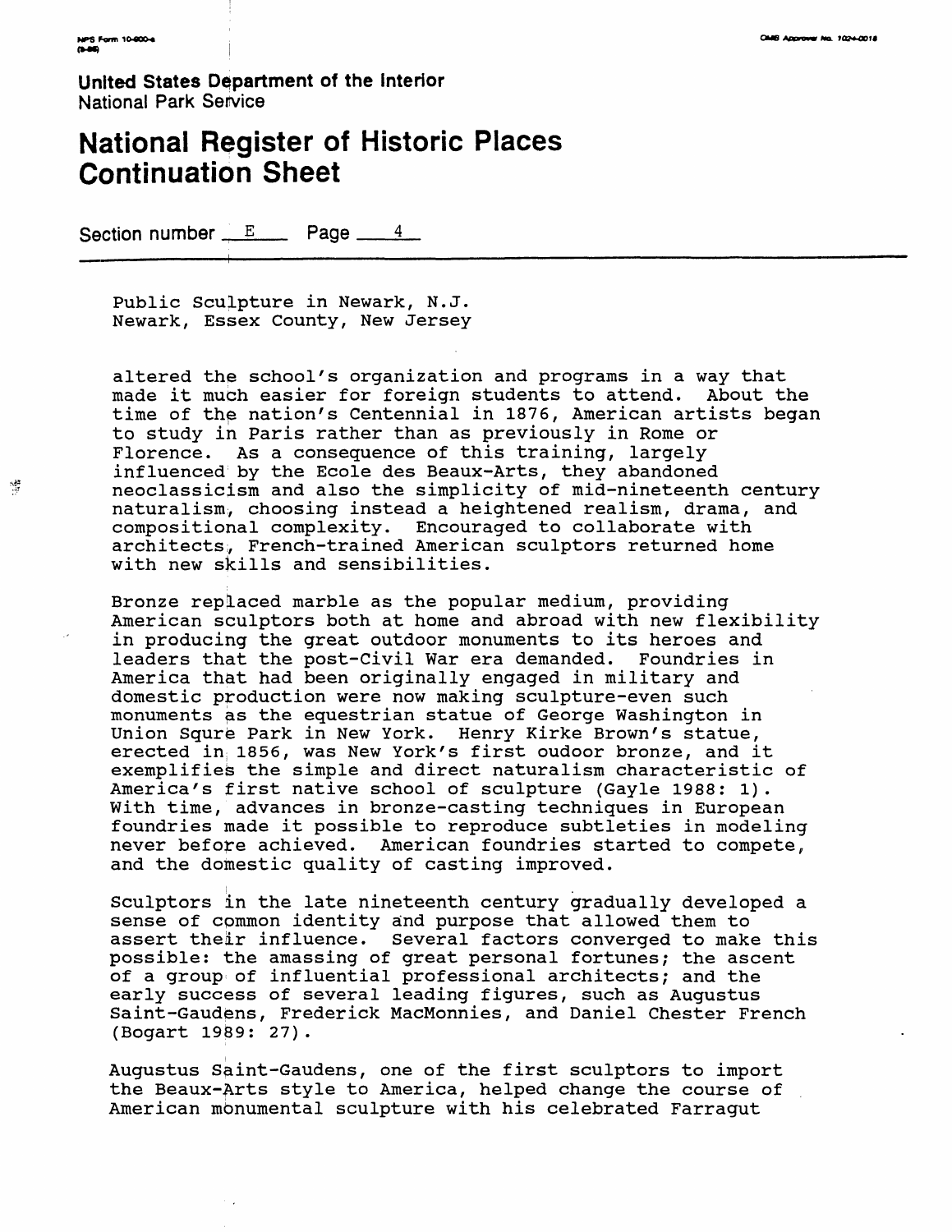Public Sculpture in Newark, N.J.
Newark, Essex County, New Jersey

altered the school's organization and programs in a way that made it much easier for foreign students to attend. About the time of the nation's Centennial in 1876, American artists began to study in Paris rather than as previously in Rome or Florence. As a consequence of this training, largely influenced by the Ecole des Beaux-Arts, they abandoned neoclassicism and also the simplicity of mid-nineteenth century naturalism, choosing instead a heightened realism, drama, and compositional complexity. Encouraged to collaborate with architects, French-trained American sculptors returned home with new skills and sensibilities.

Bronze replaced marble as the popular medium, providing American sculptors both at home and abroad with new flexibility in producing the great outdoor monuments to its heroes and leaders that the post-Civil War era demanded. Foundries in America that had been originally engaged in military and domestic production were now making sculpture-even such monuments as the equestrian statue of George Washington in Union Squre Park in New York. Henry Kirke Brown's statue, erected in 1856, was New York's first oudoor bronze, and it exemplifies the simple and direct naturalism characteristic of America's first native school of sculpture (Gayle 1988: 1). With time, advances in bronze-casting techniques in European foundries made it possible to reproduce subtleties in modeling never before achieved. American foundries started to compete, and the domestic quality of casting improved.

Sculptors in the late nineteenth century gradually developed a sense of common identity and purpose that allowed them to assert their influence. Several factors converged to make this possible: the amassing of great personal fortunes; the ascent of a group of influential professional architects; and the early success of several leading figures, such as Augustus Saint-Gaudens, Frederick MacMonnies, and Daniel Chester French (Bogart 1989: 27).

Augustus Saint-Gaudens, one of the first sculptors to import the Beaux-Arts style to America, helped change the course of American monumental sculpture with his celebrated Farragut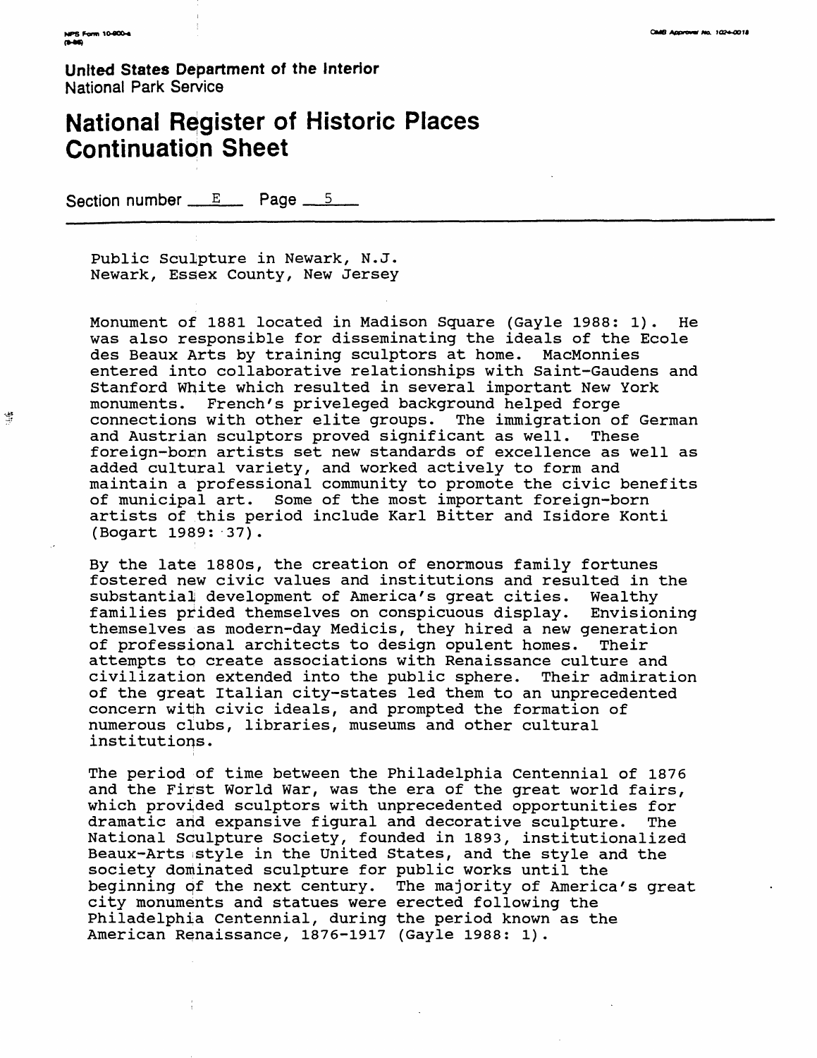Public Sculpture in Newark, N.J.
Newark, Essex County, New Jersey

Monument of 1881 located in Madison Square (Gayle 1988: 1). He was also responsible for disseminating the ideals of the Ecole des Beaux Arts by training sculptors at home. MacMonnies entered into collaborative relationships with Saint-Gaudens and Stanford White which resulted in several important New York monuments. French's priveleged background helped forge connections with other elite groups. The immigration of German and Austrian sculptors proved significant as well. These foreign-born artists set new standards of excellence as well as added cultural variety, and worked actively to form and maintain a professional community to promote the civic benefits of municipal art. Some of the most important foreign-born artists of this period include Karl Bitter and Isidore Konti (Bogart 1989: 37).

By the late 1880s, the creation of enormous family fortunes fostered new civic values and institutions and resulted in the substantial development of America's great cities. Wealthy families prided themselves on conspicuous display. Envisioning themselves as modern-day Medicis, they hired a new generation of professional architects to design opulent homes. Their attempts to create associations with Renaissance culture and civilization extended into the public sphere. Their admiration of the great Italian city-states led them to an unprecedented concern with civic ideals, and prompted the formation of numerous clubs, libraries, museums and other cultural institutions.

The period of time between the Philadelphia Centennial of 1876 and the First World War, was the era of the great world fairs, which provided sculptors with unprecedented opportunities for dramatic and expansive figural and decorative sculpture. The National Sculpture Society, founded in 1893, institutionalized Beaux-Arts style in the United States, and the style and the society dominated sculpture for public works until the beginning of the next century. The majority of America's great city monuments and statues were erected following the Philadelphia Centennial, during the period known as the American Renaissance, 1876-1917 (Gayle 1988: 1).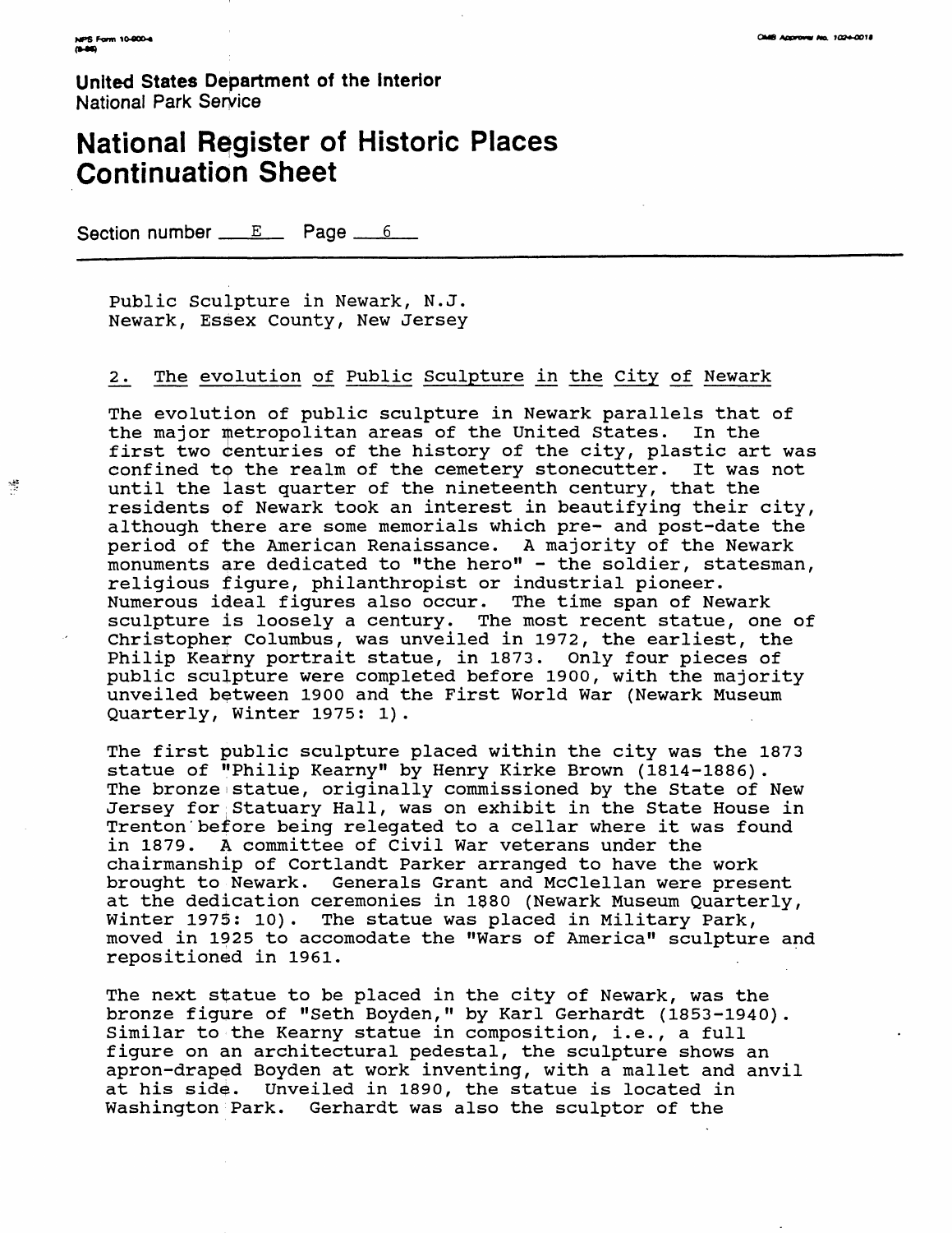United States Department of the Interior
National Park Service

# National Register of Historic Places Continuation Sheet

Section number E Page 6

Public Sculpture in Newark, N.J.
Newark, Essex County, New Jersey

## 2. The evolution of Public Sculpture in the City of Newark

The evolution of public sculpture in Newark parallels that of the major metropolitan areas of the United States. In the first two centuries of the history of the city, plastic art was confined to the realm of the cemetery stonecutter. It was not until the last quarter of the nineteenth century, that the residents of Newark took an interest in beautifying their city, although there are some memorials which pre- and post-date the period of the American Renaissance. A majority of the Newark monuments are dedicated to "the hero" - the soldier, statesman, religious figure, philanthropist or industrial pioneer. Numerous ideal figures also occur. The time span of Newark sculpture is loosely a century. The most recent statue, one of Christopher Columbus, was unveiled in 1972, the earliest, the Philip Kearny portrait statue, in 1873. Only four pieces of public sculpture were completed before 1900, with the majority unveiled between 1900 and the First World War (Newark Museum Quarterly, Winter 1975: 1).

The first public sculpture placed within the city was the 1873 statue of "Philip Kearny" by Henry Kirke Brown (1814-1886). The bronze statue, originally commissioned by the State of New Jersey for Statuary Hall, was on exhibit in the State House in Trenton before being relegated to a cellar where it was found in 1879. A committee of Civil War veterans under the chairmanship of Cortlandt Parker arranged to have the work brought to Newark. Generals Grant and McClellan were present at the dedication ceremonies in 1880 (Newark Museum Quarterly, Winter 1975: 10). The statue was placed in Military Park, moved in 1925 to accomodate the "Wars of America" sculpture and repositioned in 1961.

The next statue to be placed in the city of Newark, was the bronze figure of "Seth Boyden," by Karl Gerhardt (1853-1940). Similar to the Kearny statue in composition, i.e., a full figure on an architectural pedestal, the sculpture shows an apron-draped Boyden at work inventing, with a mallet and anvil at his side. Unveiled in 1890, the statue is located in Washington Park. Gerhardt was also the sculptor of the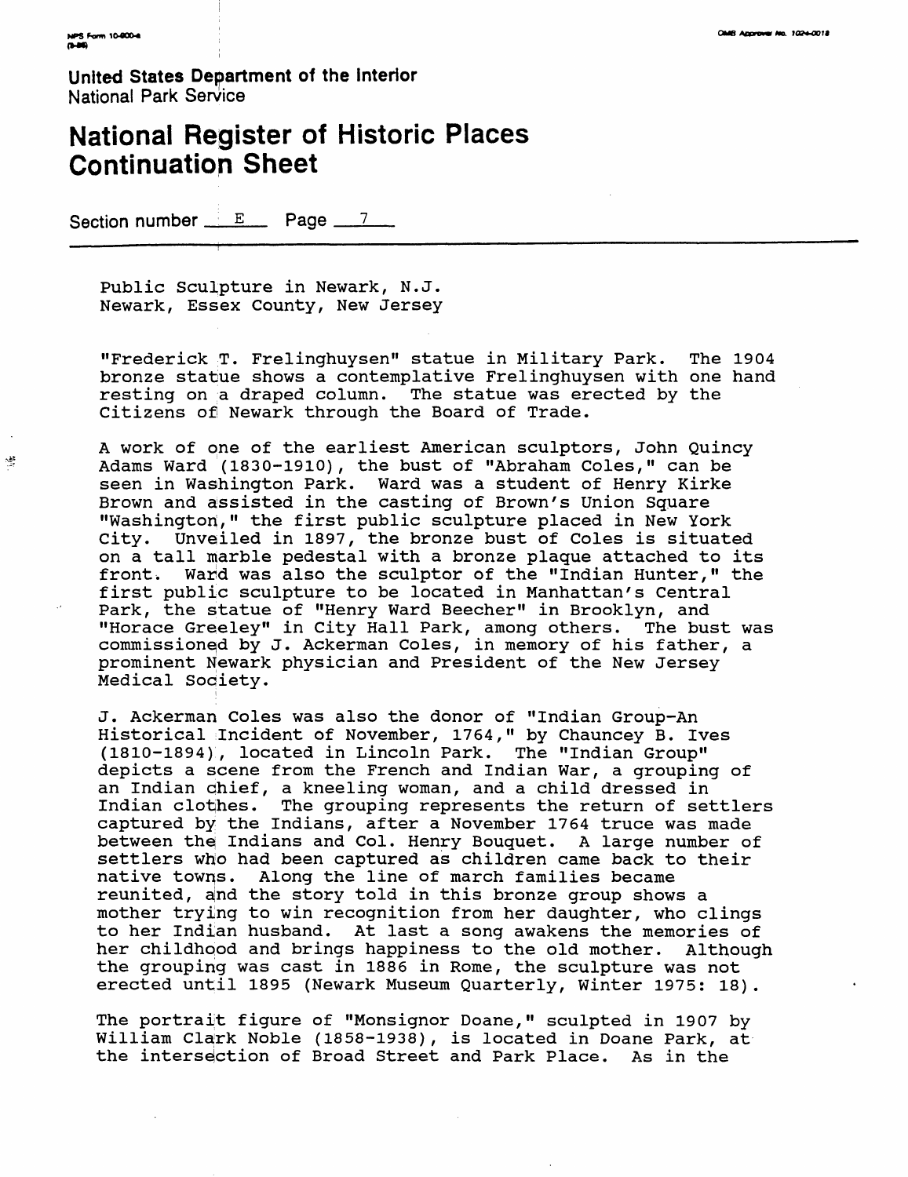United States Department of the Interior
National Park Service

# National Register of Historic Places Continuation Sheet

Section number E Page 7

Public Sculpture in Newark, N.J.
Newark, Essex County, New Jersey

"Frederick T. Frelinghuysen" statue in Military Park. The 1904 bronze statue shows a contemplative Frelinghuysen with one hand resting on a draped column. The statue was erected by the Citizens of Newark through the Board of Trade.

A work of one of the earliest American sculptors, John Quincy Adams Ward (1830-1910), the bust of "Abraham Coles," can be seen in Washington Park. Ward was a student of Henry Kirke Brown and assisted in the casting of Brown's Union Square "Washington," the first public sculpture placed in New York City. Unveiled in 1897, the bronze bust of Coles is situated on a tall marble pedestal with a bronze plaque attached to its front. Ward was also the sculptor of the "Indian Hunter," the first public sculpture to be located in Manhattan's Central Park, the statue of "Henry Ward Beecher" in Brooklyn, and "Horace Greeley" in City Hall Park, among others. The bust was commissioned by J. Ackerman Coles, in memory of his father, a prominent Newark physician and President of the New Jersey Medical Society.

J. Ackerman Coles was also the donor of "Indian Group-An Historical Incident of November, 1764," by Chauncey B. Ives (1810-1894), located in Lincoln Park. The "Indian Group" depicts a scene from the French and Indian War, a grouping of an Indian chief, a kneeling woman, and a child dressed in Indian clothes. The grouping represents the return of settlers captured by the Indians, after a November 1764 truce was made between the Indians and Col. Henry Bouquet. A large number of settlers who had been captured as children came back to their native towns. Along the line of march families became reunited, and the story told in this bronze group shows a mother trying to win recognition from her daughter, who clings to her Indian husband. At last a song awakens the memories of her childhood and brings happiness to the old mother. Although the grouping was cast in 1886 in Rome, the sculpture was not erected until 1895 (Newark Museum Quarterly, Winter 1975: 18).

The portrait figure of "Monsignor Doane," sculpted in 1907 by William Clark Noble (1858-1938), is located in Doane Park, at the intersection of Broad Street and Park Place. As in the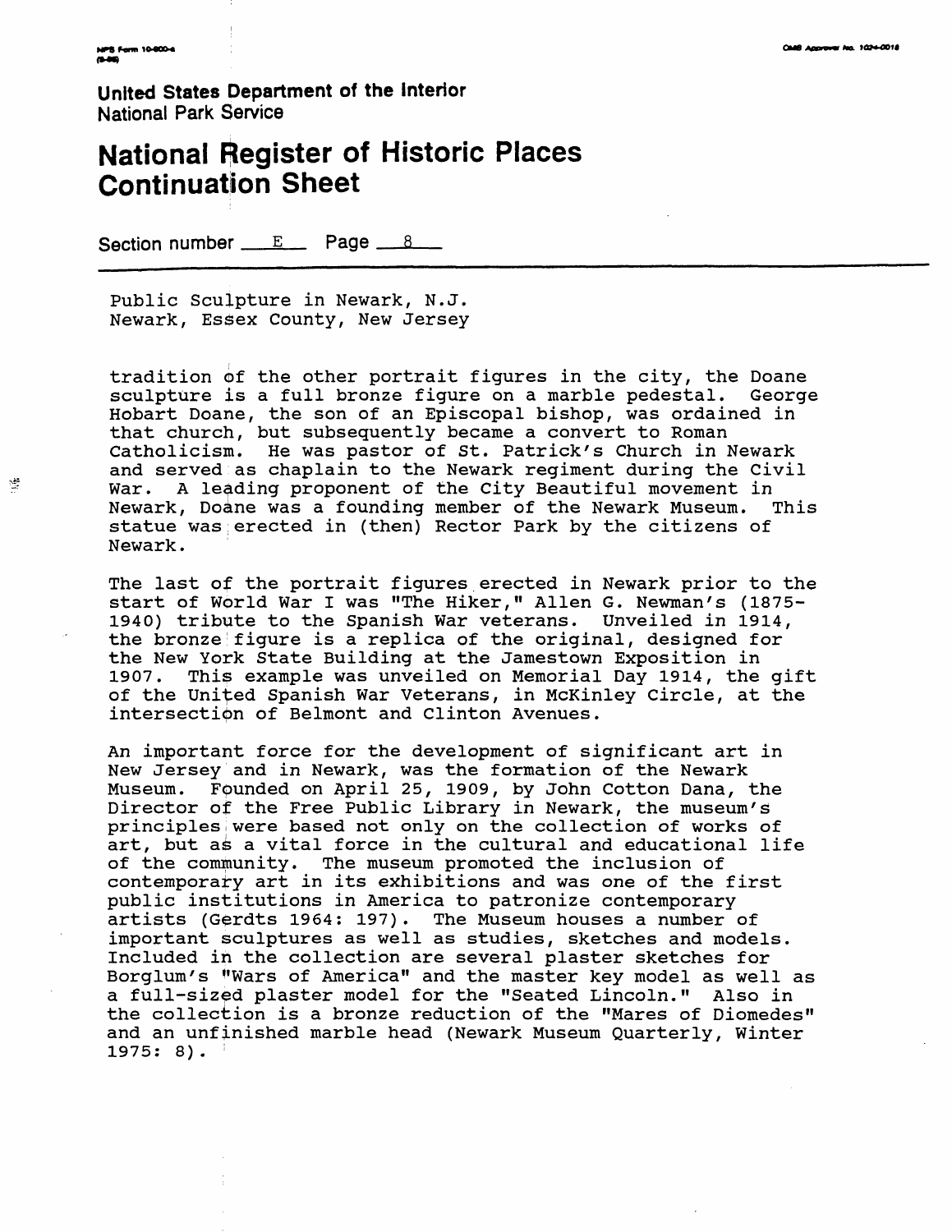Public Sculpture in Newark, N.J.
Newark, Essex County, New Jersey

tradition of the other portrait figures in the city, the Doane sculpture is a full bronze figure on a marble pedestal. George Hobart Doane, the son of an Episcopal bishop, was ordained in that church, but subsequently became a convert to Roman Catholicism. He was pastor of St. Patrick's Church in Newark and served as chaplain to the Newark regiment during the Civil War. A leading proponent of the City Beautiful movement in Newark, Doane was a founding member of the Newark Museum. This statue was erected in (then) Rector Park by the citizens of Newark.

The last of the portrait figures erected in Newark prior to the start of World War I was "The Hiker," Allen G. Newman's (1875-1940) tribute to the Spanish War veterans. Unveiled in 1914, the bronze figure is a replica of the original, designed for the New York State Building at the Jamestown Exposition in 1907. This example was unveiled on Memorial Day 1914, the gift of the United Spanish War Veterans, in McKinley Circle, at the intersection of Belmont and Clinton Avenues.

An important force for the development of significant art in New Jersey and in Newark, was the formation of the Newark Museum. Founded on April 25, 1909, by John Cotton Dana, the Director of the Free Public Library in Newark, the museum's principles were based not only on the collection of works of art, but as a vital force in the cultural and educational life of the community. The museum promoted the inclusion of contemporary art in its exhibitions and was one of the first public institutions in America to patronize contemporary artists (Gerdts 1964: 197). The Museum houses a number of important sculptures as well as studies, sketches and models. Included in the collection are several plaster sketches for Borglum's "Wars of America" and the master key model as well as a full-sized plaster model for the "Seated Lincoln." Also in the collection is a bronze reduction of the "Mares of Diomedes" and an unfinished marble head (Newark Museum Quarterly, Winter 1975: 8).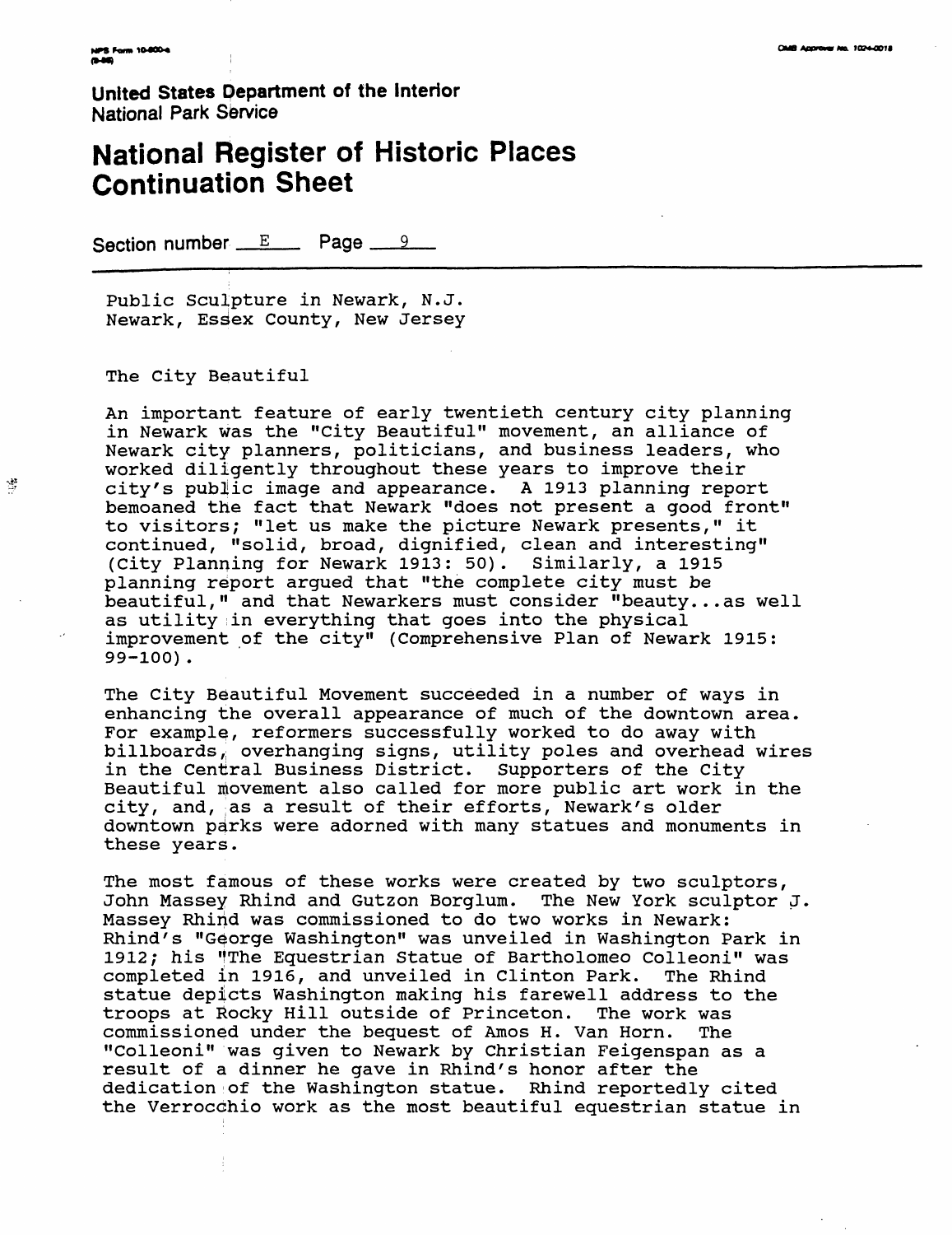United States Department of the Interior
National Park Service

# National Register of Historic Places Continuation Sheet

Section number E Page 9

Public Sculpture in Newark, N.J.
Newark, Essex County, New Jersey

## The City Beautiful

An important feature of early twentieth century city planning in Newark was the "City Beautiful" movement, an alliance of Newark city planners, politicians, and business leaders, who worked diligently throughout these years to improve their city's public image and appearance. A 1913 planning report bemoaned the fact that Newark "does not present a good front" to visitors; "let us make the picture Newark presents," it continued, "solid, broad, dignified, clean and interesting" (City Planning for Newark 1913: 50). Similarly, a 1915 planning report argued that "the complete city must be beautiful," and that Newarkers must consider "beauty...as well as utility in everything that goes into the physical improvement of the city" (Comprehensive Plan of Newark 1915: 99-100).

The City Beautiful Movement succeeded in a number of ways in enhancing the overall appearance of much of the downtown area. For example, reformers successfully worked to do away with billboards, overhanging signs, utility poles and overhead wires in the Central Business District. Supporters of the City Beautiful movement also called for more public art work in the city, and, as a result of their efforts, Newark's older downtown parks were adorned with many statues and monuments in these years.

The most famous of these works were created by two sculptors, John Massey Rhind and Gutzon Borglum. The New York sculptor J. Massey Rhind was commissioned to do two works in Newark: Rhind's "George Washington" was unveiled in Washington Park in 1912; his "The Equestrian Statue of Bartholomeo Colleoni" was completed in 1916, and unveiled in Clinton Park. The Rhind statue depicts Washington making his farewell address to the troops at Rocky Hill outside of Princeton. The work was commissioned under the bequest of Amos H. Van Horn. The "Colleoni" was given to Newark by Christian Feigenspan as a result of a dinner he gave in Rhind's honor after the dedication of the Washington statue. Rhind reportedly cited the Verrocchio work as the most beautiful equestrian statue in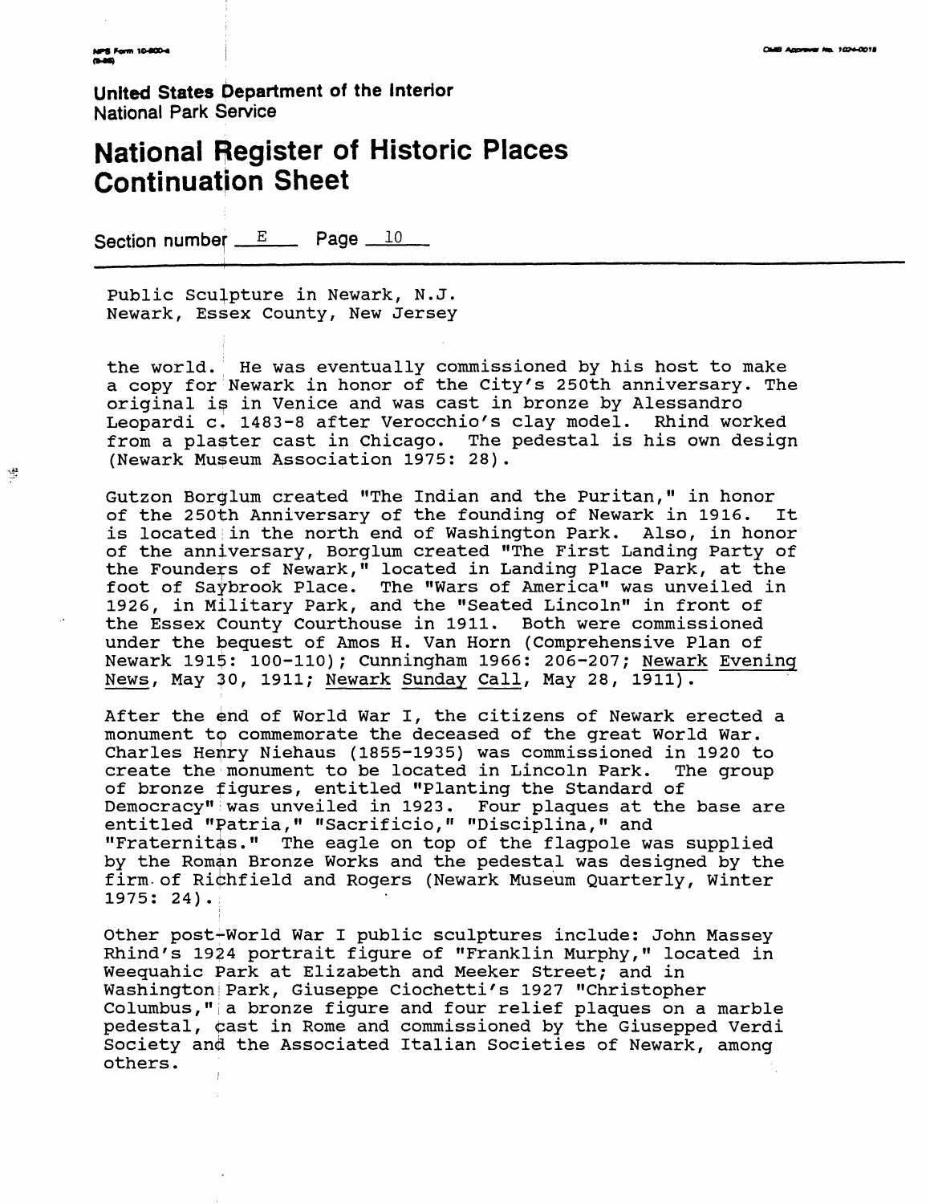United States Department of the Interior
National Park Service

# National Register of Historic Places Continuation Sheet

Section number E Page 10

Public Sculpture in Newark, N.J.
Newark, Essex County, New Jersey

the world. He was eventually commissioned by his host to make a copy for Newark in honor of the City's 250th anniversary. The original is in Venice and was cast in bronze by Alessandro Leopardi c. 1483-8 after Verocchio's clay model. Rhind worked from a plaster cast in Chicago. The pedestal is his own design (Newark Museum Association 1975: 28).

Gutzon Borglum created "The Indian and the Puritan," in honor of the 250th Anniversary of the founding of Newark in 1916. It is located in the north end of Washington Park. Also, in honor of the anniversary, Borglum created "The First Landing Party of the Founders of Newark," located in Landing Place Park, at the foot of Saybrook Place. The "Wars of America" was unveiled in 1926, in Military Park, and the "Seated Lincoln" in front of the Essex County Courthouse in 1911. Both were commissioned under the bequest of Amos H. Van Horn (Comprehensive Plan of Newark 1915: 100-110); Cunningham 1966: 206-207; Newark Evening News, May 30, 1911; Newark Sunday Call, May 28, 1911).

After the end of World War I, the citizens of Newark erected a monument to commemorate the deceased of the great World War. Charles Henry Niehaus (1855-1935) was commissioned in 1920 to create the monument to be located in Lincoln Park. The group of bronze figures, entitled "Planting the Standard of Democracy" was unveiled in 1923. Four plaques at the base are entitled "Patria," "Sacrificio," "Disciplina," and "Fraternitas." The eagle on top of the flagpole was supplied by the Roman Bronze Works and the pedestal was designed by the firm of Richfield and Rogers (Newark Museum Quarterly, Winter 1975: 24).

Other post-World War I public sculptures include: John Massey Rhind's 1924 portrait figure of "Franklin Murphy," located in Weequahic Park at Elizabeth and Meeker Street; and in Washington Park, Giuseppe Ciochetti's 1927 "Christopher Columbus," a bronze figure and four relief plaques on a marble pedestal, cast in Rome and commissioned by the Giusepped Verdi Society and the Associated Italian Societies of Newark, among others.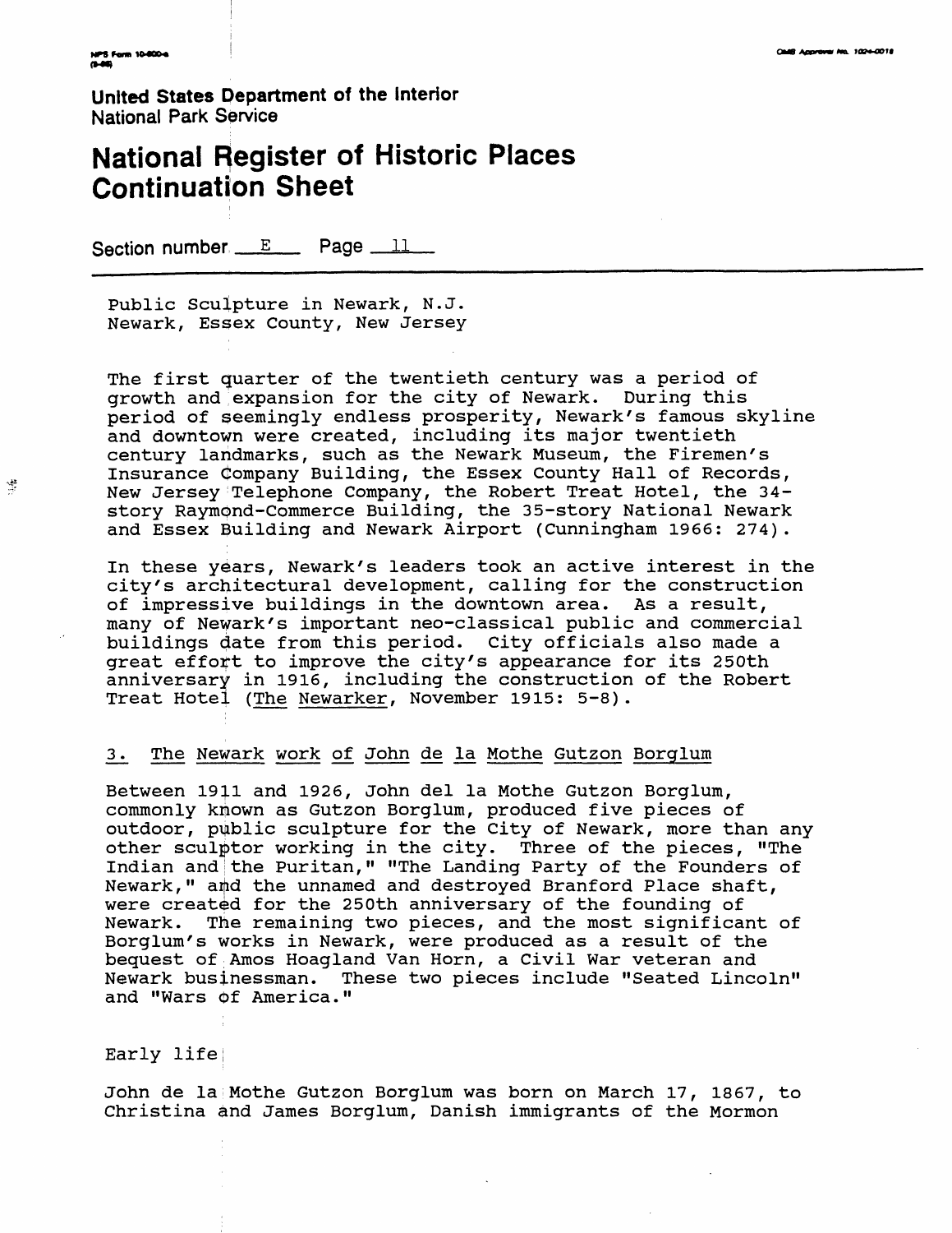United States Department of the Interior
National Park Service

# National Register of Historic Places Continuation Sheet

Section number E Page 11

Public Sculpture in Newark, N.J.
Newark, Essex County, New Jersey

The first quarter of the twentieth century was a period of growth and expansion for the city of Newark. During this period of seemingly endless prosperity, Newark's famous skyline and downtown were created, including its major twentieth century landmarks, such as the Newark Museum, the Firemen's Insurance Company Building, the Essex County Hall of Records, New Jersey Telephone Company, the Robert Treat Hotel, the 34-story Raymond-Commerce Building, the 35-story National Newark and Essex Building and Newark Airport (Cunningham 1966: 274).

In these years, Newark's leaders took an active interest in the city's architectural development, calling for the construction of impressive buildings in the downtown area. As a result, many of Newark's important neo-classical public and commercial buildings date from this period. City officials also made a great effort to improve the city's appearance for its 250th anniversary in 1916, including the construction of the Robert Treat Hotel (The Newarker, November 1915: 5-8).

## 3. The Newark work of John de la Mothe Gutzon Borglum

Between 1911 and 1926, John del la Mothe Gutzon Borglum, commonly known as Gutzon Borglum, produced five pieces of outdoor, public sculpture for the City of Newark, more than any other sculptor working in the city. Three of the pieces, "The Indian and the Puritan," "The Landing Party of the Founders of Newark," and the unnamed and destroyed Branford Place shaft, were created for the 250th anniversary of the founding of Newark. The remaining two pieces, and the most significant of Borglum's works in Newark, were produced as a result of the bequest of Amos Hoagland Van Horn, a Civil War veteran and Newark businessman. These two pieces include "Seated Lincoln" and "Wars of America."

### Early life

John de la Mothe Gutzon Borglum was born on March 17, 1867, to Christina and James Borglum, Danish immigrants of the Mormon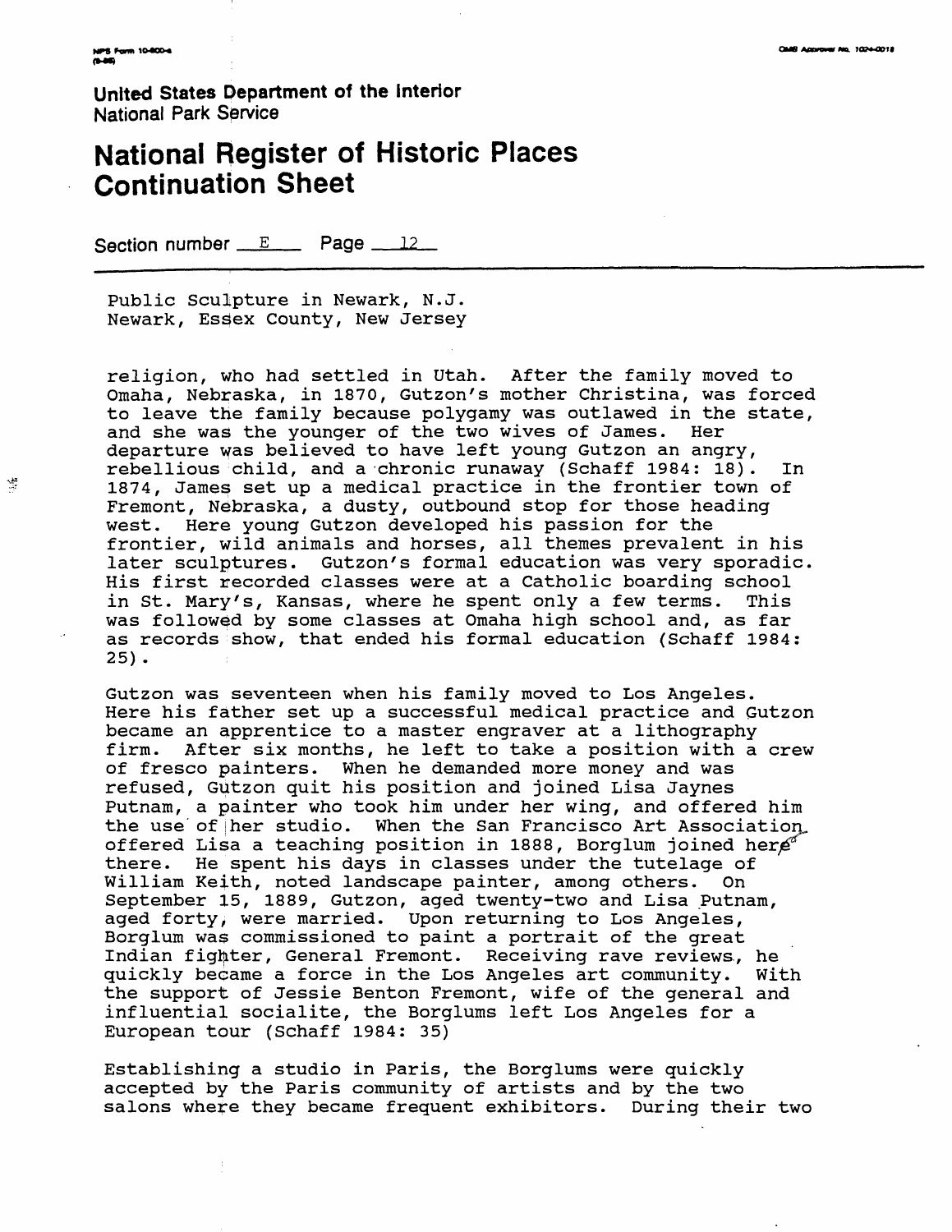United States Department of the Interior
National Park Service

# National Register of Historic Places Continuation Sheet

Section number E Page 12

Public Sculpture in Newark, N.J.
Newark, Essex County, New Jersey

religion, who had settled in Utah. After the family moved to Omaha, Nebraska, in 1870, Gutzon's mother Christina, was forced to leave the family because polygamy was outlawed in the state, and she was the younger of the two wives of James. Her departure was believed to have left young Gutzon an angry, rebellious child, and a chronic runaway (Schaff 1984: 18). In 1874, James set up a medical practice in the frontier town of Fremont, Nebraska, a dusty, outbound stop for those heading west. Here young Gutzon developed his passion for the frontier, wild animals and horses, all themes prevalent in his later sculptures. Gutzon's formal education was very sporadic. His first recorded classes were at a Catholic boarding school in St. Mary's, Kansas, where he spent only a few terms. This was followed by some classes at Omaha high school and, as far as records show, that ended his formal education (Schaff 1984: 25).

Gutzon was seventeen when his family moved to Los Angeles. Here his father set up a successful medical practice and Gutzon became an apprentice to a master engraver at a lithography firm. After six months, he left to take a position with a crew of fresco painters. When he demanded more money and was refused, Gutzon quit his position and joined Lisa Jaynes Putnam, a painter who took him under her wing, and offered him the use of her studio. When the San Francisco Art Association offered Lisa a teaching position in 1888, Borglum joined her there. He spent his days in classes under the tutelage of William Keith, noted landscape painter, among others. On September 15, 1889, Gutzon, aged twenty-two and Lisa Putnam, aged forty, were married. Upon returning to Los Angeles, Borglum was commissioned to paint a portrait of the great Indian fighter, General Fremont. Receiving rave reviews, he quickly became a force in the Los Angeles art community. With the support of Jessie Benton Fremont, wife of the general and influential socialite, the Borglums left Los Angeles for a European tour (Schaff 1984: 35)

Establishing a studio in Paris, the Borglums were quickly accepted by the Paris community of artists and by the two salons where they became frequent exhibitors. During their two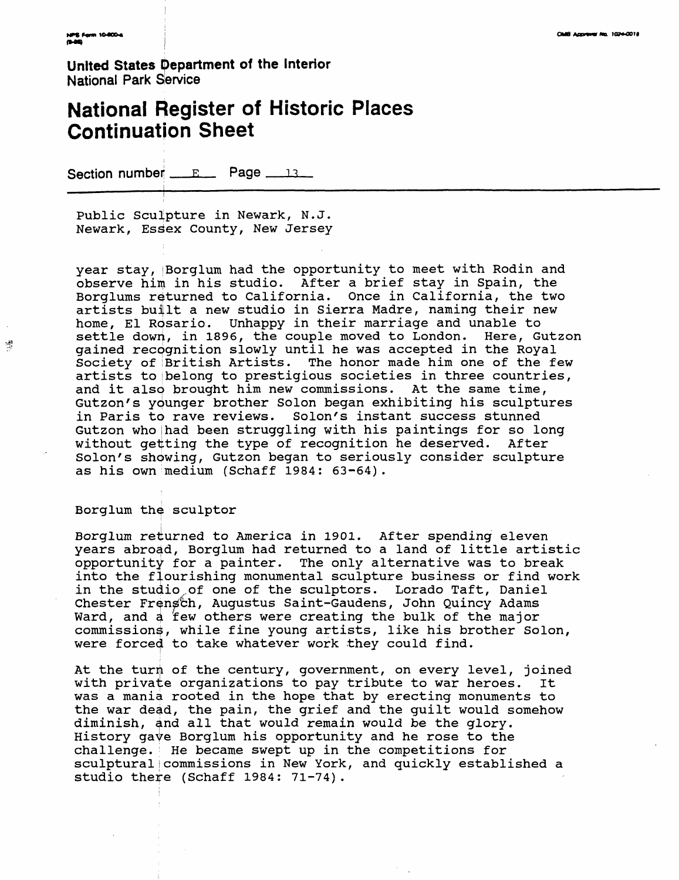Public Sculpture in Newark, N.J.
Newark, Essex County, New Jersey

year stay, Borglum had the opportunity to meet with Rodin and observe him in his studio. After a brief stay in Spain, the Borglums returned to California. Once in California, the two artists built a new studio in Sierra Madre, naming their new home, El Rosario. Unhappy in their marriage and unable to settle down, in 1896, the couple moved to London. Here, Gutzon gained recognition slowly until he was accepted in the Royal Society of British Artists. The honor made him one of the few artists to belong to prestigious societies in three countries, and it also brought him new commissions. At the same time, Gutzon's younger brother Solon began exhibiting his sculptures in Paris to rave reviews. Solon's instant success stunned Gutzon who had been struggling with his paintings for so long without getting the type of recognition he deserved. After Solon's showing, Gutzon began to seriously consider sculpture as his own medium (Schaff 1984: 63-64).

Borglum the sculptor

Borglum returned to America in 1901. After spending eleven years abroad, Borglum had returned to a land of little artistic opportunity for a painter. The only alternative was to break into the flourishing monumental sculpture business or find work in the studio of one of the sculptors. Lorado Taft, Daniel Chester French, Augustus Saint-Gaudens, John Quincy Adams Ward, and a few others were creating the bulk of the major commissions, while fine young artists, like his brother Solon, were forced to take whatever work they could find.

At the turn of the century, government, on every level, joined with private organizations to pay tribute to war heroes. It was a mania rooted in the hope that by erecting monuments to the war dead, the pain, the grief and the guilt would somehow diminish, and all that would remain would be the glory. History gave Borglum his opportunity and he rose to the challenge. He became swept up in the competitions for sculptural commissions in New York, and quickly established a studio there (Schaff 1984: 71-74).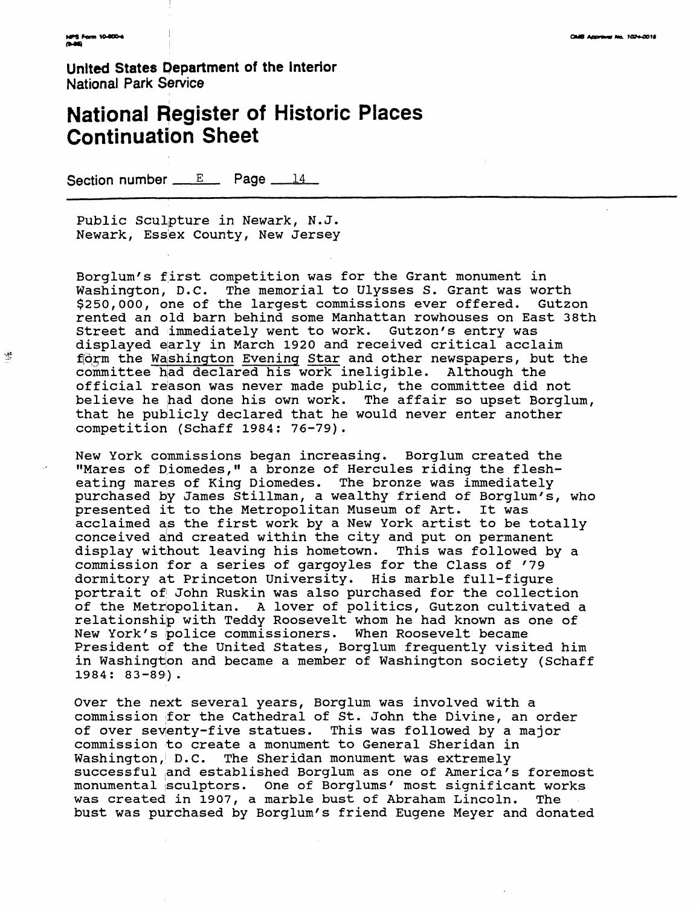**United States Department of the Interior**
National Park Service

# National Register of Historic Places Continuation Sheet

Section number E Page 14

Public Sculpture in Newark, N.J.
Newark, Essex County, New Jersey

Borglum's first competition was for the Grant monument in Washington, D.C. The memorial to Ulysses S. Grant was worth $250,000, one of the largest commissions ever offered. Gutzon rented an old barn behind some Manhattan rowhouses on East 38th Street and immediately went to work. Gutzon's entry was displayed early in March 1920 and received critical acclaim form the Washington Evening Star and other newspapers, but the committee had declared his work ineligible. Although the official reason was never made public, the committee did not believe he had done his own work. The affair so upset Borglum, that he publicly declared that he would never enter another competition (Schaff 1984: 76-79).

New York commissions began increasing. Borglum created the "Mares of Diomedes," a bronze of Hercules riding the flesh-eating mares of King Diomedes. The bronze was immediately purchased by James Stillman, a wealthy friend of Borglum's, who presented it to the Metropolitan Museum of Art. It was acclaimed as the first work by a New York artist to be totally conceived and created within the city and put on permanent display without leaving his hometown. This was followed by a commission for a series of gargoyles for the Class of '79 dormitory at Princeton University. His marble full-figure portrait of John Ruskin was also purchased for the collection of the Metropolitan. A lover of politics, Gutzon cultivated a relationship with Teddy Roosevelt whom he had known as one of New York's police commissioners. When Roosevelt became President of the United States, Borglum frequently visited him in Washington and became a member of Washington society (Schaff 1984: 83-89).

Over the next several years, Borglum was involved with a commission for the Cathedral of St. John the Divine, an order of over seventy-five statues. This was followed by a major commission to create a monument to General Sheridan in Washington, D.C. The Sheridan monument was extremely successful and established Borglum as one of America's foremost monumental sculptors. One of Borglums' most significant works was created in 1907, a marble bust of Abraham Lincoln. The bust was purchased by Borglum's friend Eugene Meyer and donated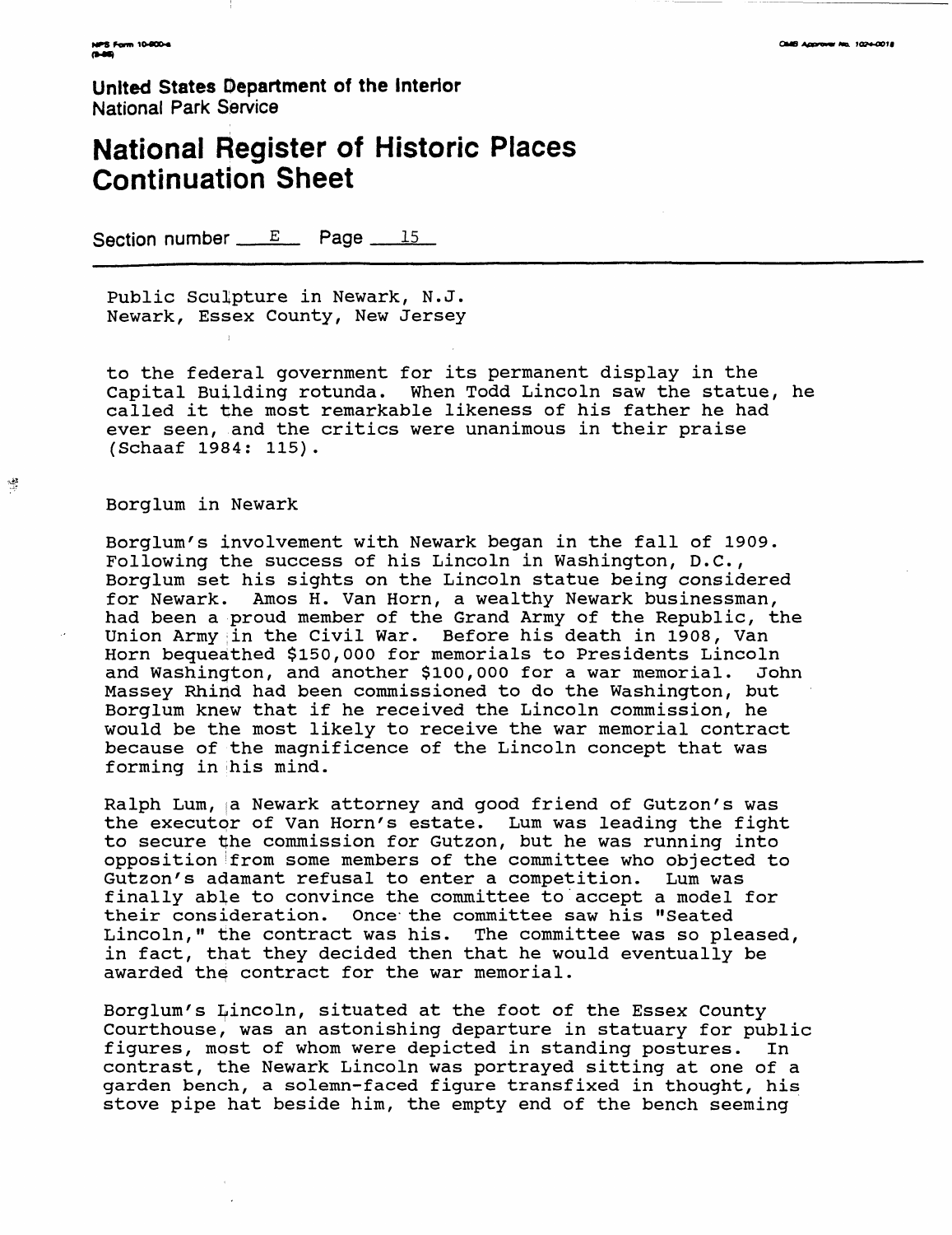Public Sculpture in Newark, N.J.
Newark, Essex County, New Jersey

to the federal government for its permanent display in the Capital Building rotunda. When Todd Lincoln saw the statue, he called it the most remarkable likeness of his father he had ever seen, and the critics were unanimous in their praise (Schaaf 1984: 115).

Borglum in Newark

Borglum's involvement with Newark began in the fall of 1909. Following the success of his Lincoln in Washington, D.C., Borglum set his sights on the Lincoln statue being considered for Newark. Amos H. Van Horn, a wealthy Newark businessman, had been a proud member of the Grand Army of the Republic, the Union Army in the Civil War. Before his death in 1908, Van Horn bequeathed $150,000 for memorials to Presidents Lincoln and Washington, and another $100,000 for a war memorial. John Massey Rhind had been commissioned to do the Washington, but Borglum knew that if he received the Lincoln commission, he would be the most likely to receive the war memorial contract because of the magnificence of the Lincoln concept that was forming in his mind.

Ralph Lum, a Newark attorney and good friend of Gutzon's was the executor of Van Horn's estate. Lum was leading the fight to secure the commission for Gutzon, but he was running into opposition from some members of the committee who objected to Gutzon's adamant refusal to enter a competition. Lum was finally able to convince the committee to accept a model for their consideration. Once the committee saw his "Seated Lincoln," the contract was his. The committee was so pleased, in fact, that they decided then that he would eventually be awarded the contract for the war memorial.

Borglum's Lincoln, situated at the foot of the Essex County Courthouse, was an astonishing departure in statuary for public figures, most of whom were depicted in standing postures. In contrast, the Newark Lincoln was portrayed sitting at one of a garden bench, a solemn-faced figure transfixed in thought, his stove pipe hat beside him, the empty end of the bench seeming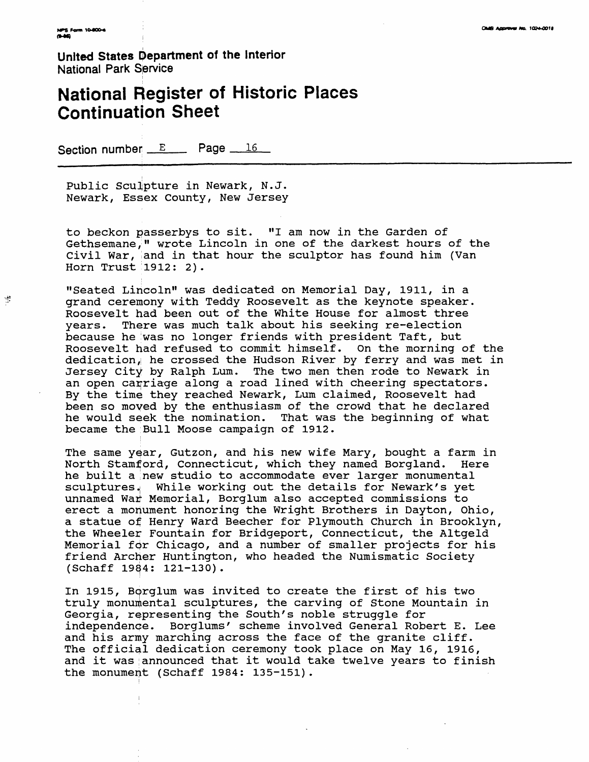Public Sculpture in Newark, N.J.
Newark, Essex County, New Jersey

to beckon passerbys to sit. "I am now in the Garden of Gethsemane," wrote Lincoln in one of the darkest hours of the Civil War, and in that hour the sculptor has found him (Van Horn Trust 1912: 2).

"Seated Lincoln" was dedicated on Memorial Day, 1911, in a grand ceremony with Teddy Roosevelt as the keynote speaker. Roosevelt had been out of the White House for almost three years. There was much talk about his seeking re-election because he was no longer friends with president Taft, but Roosevelt had refused to commit himself. On the morning of the dedication, he crossed the Hudson River by ferry and was met in Jersey City by Ralph Lum. The two men then rode to Newark in an open carriage along a road lined with cheering spectators. By the time they reached Newark, Lum claimed, Roosevelt had been so moved by the enthusiasm of the crowd that he declared he would seek the nomination. That was the beginning of what became the Bull Moose campaign of 1912.

The same year, Gutzon, and his new wife Mary, bought a farm in North Stamford, Connecticut, which they named Borgland. Here he built a new studio to accommodate ever larger monumental sculptures. While working out the details for Newark's yet unnamed War Memorial, Borglum also accepted commissions to erect a monument honoring the Wright Brothers in Dayton, Ohio, a statue of Henry Ward Beecher for Plymouth Church in Brooklyn, the Wheeler Fountain for Bridgeport, Connecticut, the Altgeld Memorial for Chicago, and a number of smaller projects for his friend Archer Huntington, who headed the Numismatic Society (Schaff 1984: 121-130).

In 1915, Borglum was invited to create the first of his two truly monumental sculptures, the carving of Stone Mountain in Georgia, representing the South's noble struggle for independence. Borglums' scheme involved General Robert E. Lee and his army marching across the face of the granite cliff. The official dedication ceremony took place on May 16, 1916, and it was announced that it would take twelve years to finish the monument (Schaff 1984: 135-151).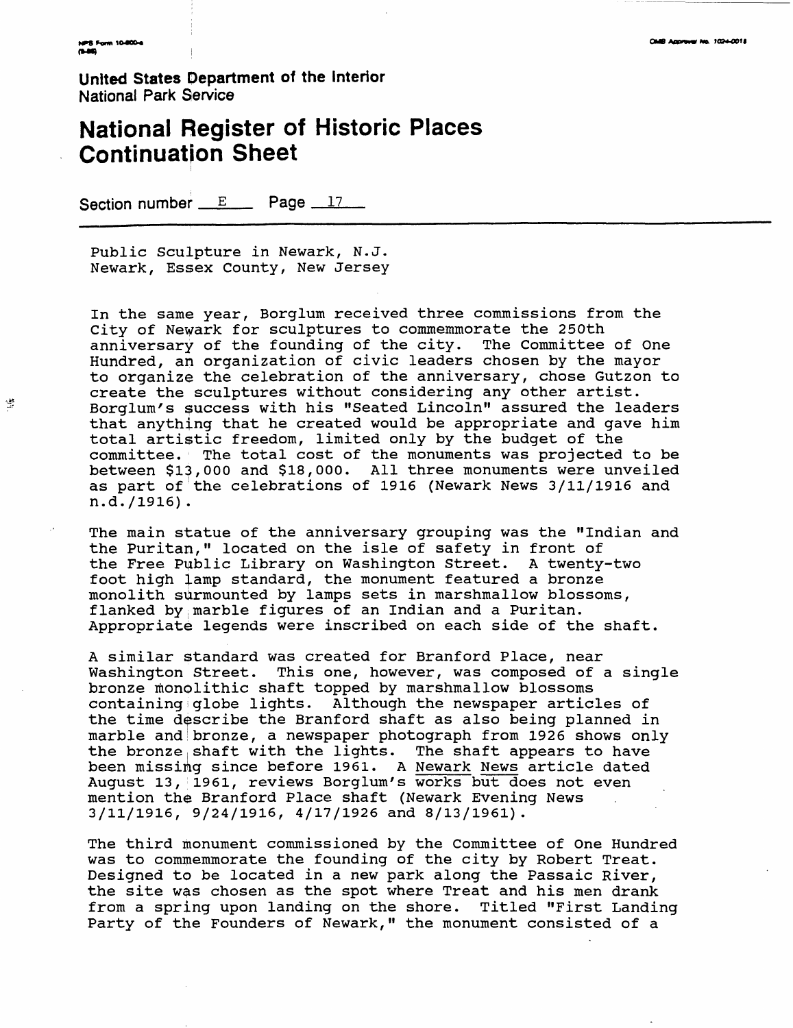United States Department of the Interior
National Park Service

# National Register of Historic Places Continuation Sheet

Section number E Page 17

Public Sculpture in Newark, N.J.
Newark, Essex County, New Jersey

In the same year, Borglum received three commissions from the City of Newark for sculptures to commemmorate the 250th anniversary of the founding of the city. The Committee of One Hundred, an organization of civic leaders chosen by the mayor to organize the celebration of the anniversary, chose Gutzon to create the sculptures without considering any other artist. Borglum's success with his "Seated Lincoln" assured the leaders that anything that he created would be appropriate and gave him total artistic freedom, limited only by the budget of the committee. The total cost of the monuments was projected to be between $13,000 and $18,000. All three monuments were unveiled as part of the celebrations of 1916 (Newark News 3/11/1916 and n.d./1916).

The main statue of the anniversary grouping was the "Indian and the Puritan," located on the isle of safety in front of the Free Public Library on Washington Street. A twenty-two foot high lamp standard, the monument featured a bronze monolith surmounted by lamps sets in marshmallow blossoms, flanked by marble figures of an Indian and a Puritan. Appropriate legends were inscribed on each side of the shaft.

A similar standard was created for Branford Place, near Washington Street. This one, however, was composed of a single bronze monolithic shaft topped by marshmallow blossoms containing globe lights. Although the newspaper articles of the time describe the Branford shaft as also being planned in marble and bronze, a newspaper photograph from 1926 shows only the bronze shaft with the lights. The shaft appears to have been missing since before 1961. A Newark News article dated August 13, 1961, reviews Borglum's works but does not even mention the Branford Place shaft (Newark Evening News 3/11/1916, 9/24/1916, 4/17/1926 and 8/13/1961).

The third monument commissioned by the Committee of One Hundred was to commemmorate the founding of the city by Robert Treat. Designed to be located in a new park along the Passaic River, the site was chosen as the spot where Treat and his men drank from a spring upon landing on the shore. Titled "First Landing Party of the Founders of Newark," the monument consisted of a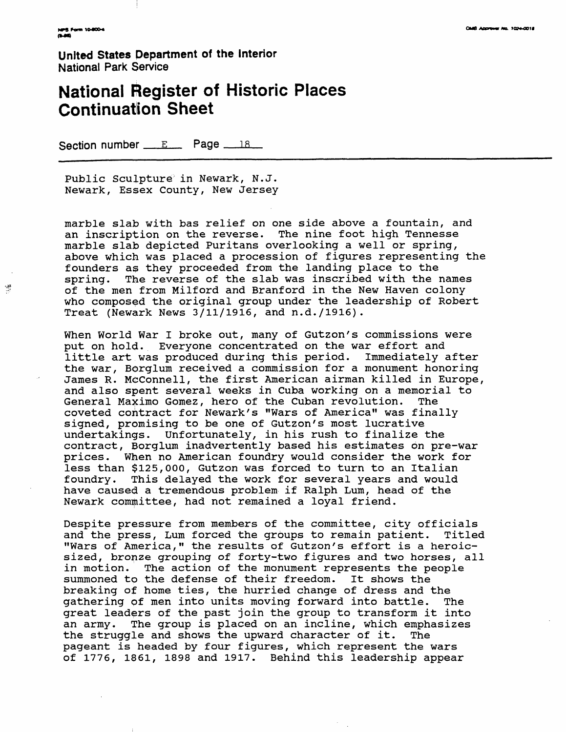United States Department of the Interior
National Park Service

# National Register of Historic Places Continuation Sheet

Section number E Page 18

Public Sculpture in Newark, N.J.
Newark, Essex County, New Jersey

marble slab with bas relief on one side above a fountain, and an inscription on the reverse. The nine foot high Tennessee marble slab depicted Puritans overlooking a well or spring, above which was placed a procession of figures representing the founders as they proceeded from the landing place to the spring. The reverse of the slab was inscribed with the names of the men from Milford and Branford in the New Haven colony who composed the original group under the leadership of Robert Treat (Newark News 3/11/1916, and n.d./1916).

When World War I broke out, many of Gutzon's commissions were put on hold. Everyone concentrated on the war effort and little art was produced during this period. Immediately after the war, Borglum received a commission for a monument honoring James R. McConnell, the first American airman killed in Europe, and also spent several weeks in Cuba working on a memorial to General Maximo Gomez, hero of the Cuban revolution. The coveted contract for Newark's "Wars of America" was finally signed, promising to be one of Gutzon's most lucrative undertakings. Unfortunately, in his rush to finalize the contract, Borglum inadvertently based his estimates on pre-war prices. When no American foundry would consider the work for less than $125,000, Gutzon was forced to turn to an Italian foundry. This delayed the work for several years and would have caused a tremendous problem if Ralph Lum, head of the Newark committee, had not remained a loyal friend.

Despite pressure from members of the committee, city officials and the press, Lum forced the groups to remain patient. Titled "Wars of America," the results of Gutzon's effort is a heroic-sized, bronze grouping of forty-two figures and two horses, all in motion. The action of the monument represents the people summoned to the defense of their freedom. It shows the breaking of home ties, the hurried change of dress and the gathering of men into units moving forward into battle. The great leaders of the past join the group to transform it into an army. The group is placed on an incline, which emphasizes the struggle and shows the upward character of it. The pageant is headed by four figures, which represent the wars of 1776, 1861, 1898 and 1917. Behind this leadership appear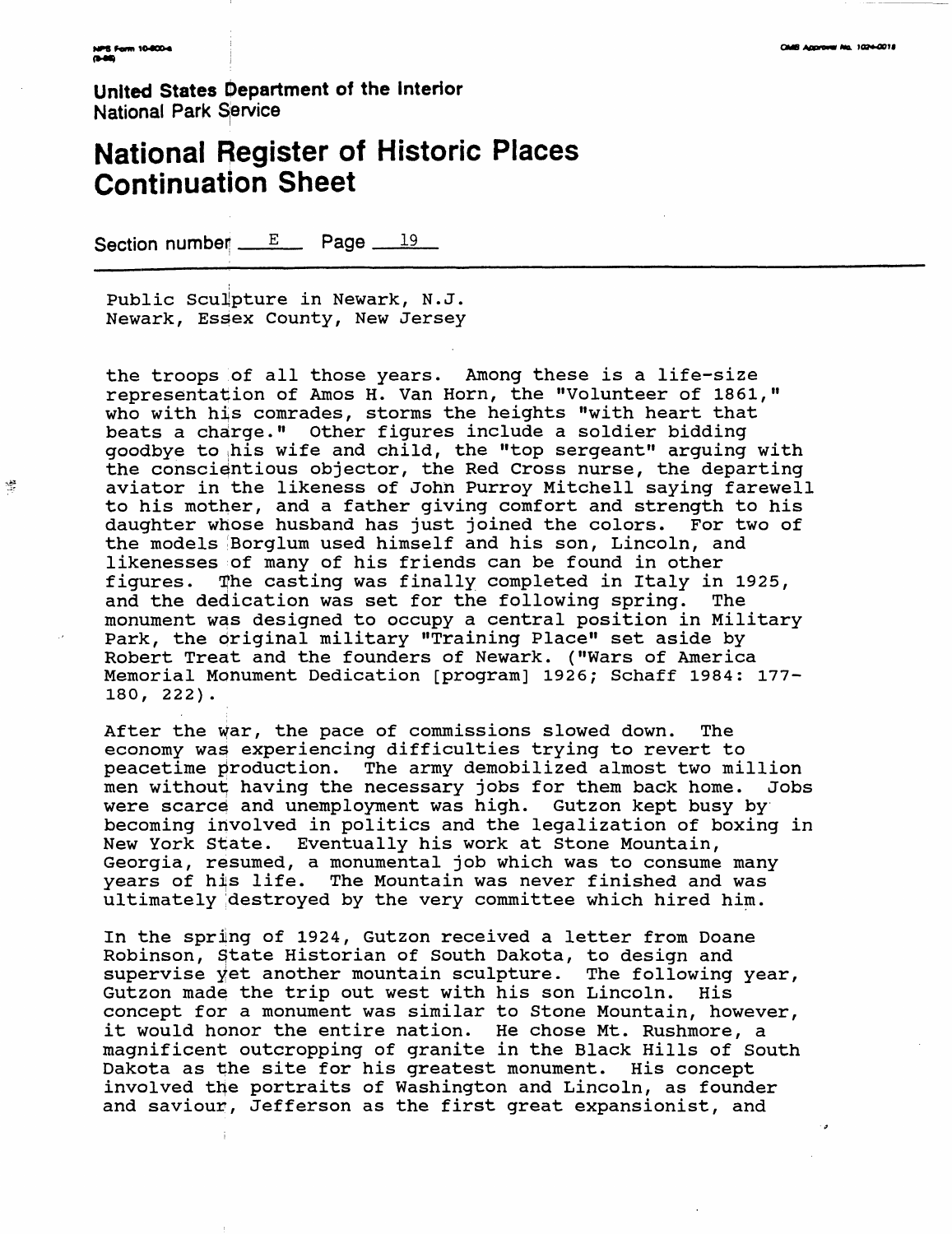United States Department of the Interior
National Park Service

# National Register of Historic Places Continuation Sheet

Section number E Page 19

Public Sculpture in Newark, N.J.
Newark, Essex County, New Jersey

the troops of all those years. Among these is a life-size representation of Amos H. Van Horn, the "Volunteer of 1861," who with his comrades, storms the heights "with heart that beats a charge." Other figures include a soldier bidding goodbye to his wife and child, the "top sergeant" arguing with the conscientious objector, the Red Cross nurse, the departing aviator in the likeness of John Purroy Mitchell saying farewell to his mother, and a father giving comfort and strength to his daughter whose husband has just joined the colors. For two of the models Borglum used himself and his son, Lincoln, and likenesses of many of his friends can be found in other figures. The casting was finally completed in Italy in 1925, and the dedication was set for the following spring. The monument was designed to occupy a central position in Military Park, the original military "Training Place" set aside by Robert Treat and the founders of Newark. ("Wars of America Memorial Monument Dedication [program] 1926; Schaff 1984: 177-180, 222).

After the war, the pace of commissions slowed down. The economy was experiencing difficulties trying to revert to peacetime production. The army demobilized almost two million men without having the necessary jobs for them back home. Jobs were scarce and unemployment was high. Gutzon kept busy by becoming involved in politics and the legalization of boxing in New York State. Eventually his work at Stone Mountain, Georgia, resumed, a monumental job which was to consume many years of his life. The Mountain was never finished and was ultimately destroyed by the very committee which hired him.

In the spring of 1924, Gutzon received a letter from Doane Robinson, State Historian of South Dakota, to design and supervise yet another mountain sculpture. The following year, Gutzon made the trip out west with his son Lincoln. His concept for a monument was similar to Stone Mountain, however, it would honor the entire nation. He chose Mt. Rushmore, a magnificent outcropping of granite in the Black Hills of South Dakota as the site for his greatest monument. His concept involved the portraits of Washington and Lincoln, as founder and saviour, Jefferson as the first great expansionist, and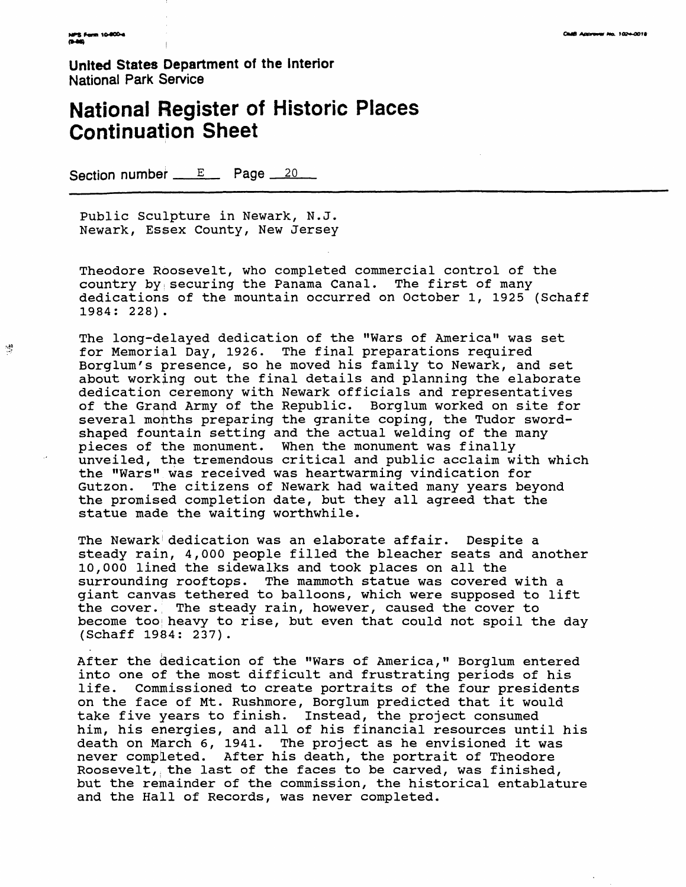Public Sculpture in Newark, N.J.
Newark, Essex County, New Jersey

Theodore Roosevelt, who completed commercial control of the country by securing the Panama Canal. The first of many dedications of the mountain occurred on October 1, 1925 (Schaff 1984: 228).

The long-delayed dedication of the "Wars of America" was set for Memorial Day, 1926. The final preparations required Borglum's presence, so he moved his family to Newark, and set about working out the final details and planning the elaborate dedication ceremony with Newark officials and representatives of the Grand Army of the Republic. Borglum worked on site for several months preparing the granite coping, the Tudor sword-shaped fountain setting and the actual welding of the many pieces of the monument. When the monument was finally unveiled, the tremendous critical and public acclaim with which the "Wars" was received was heartwarming vindication for Gutzon. The citizens of Newark had waited many years beyond the promised completion date, but they all agreed that the statue made the waiting worthwhile.

The Newark dedication was an elaborate affair. Despite a steady rain, 4,000 people filled the bleacher seats and another 10,000 lined the sidewalks and took places on all the surrounding rooftops. The mammoth statue was covered with a giant canvas tethered to balloons, which were supposed to lift the cover. The steady rain, however, caused the cover to become too heavy to rise, but even that could not spoil the day (Schaff 1984: 237).

After the dedication of the "Wars of America," Borglum entered into one of the most difficult and frustrating periods of his life. Commissioned to create portraits of the four presidents on the face of Mt. Rushmore, Borglum predicted that it would take five years to finish. Instead, the project consumed him, his energies, and all of his financial resources until his death on March 6, 1941. The project as he envisioned it was never completed. After his death, the portrait of Theodore Roosevelt, the last of the faces to be carved, was finished, but the remainder of the commission, the historical entablature and the Hall of Records, was never completed.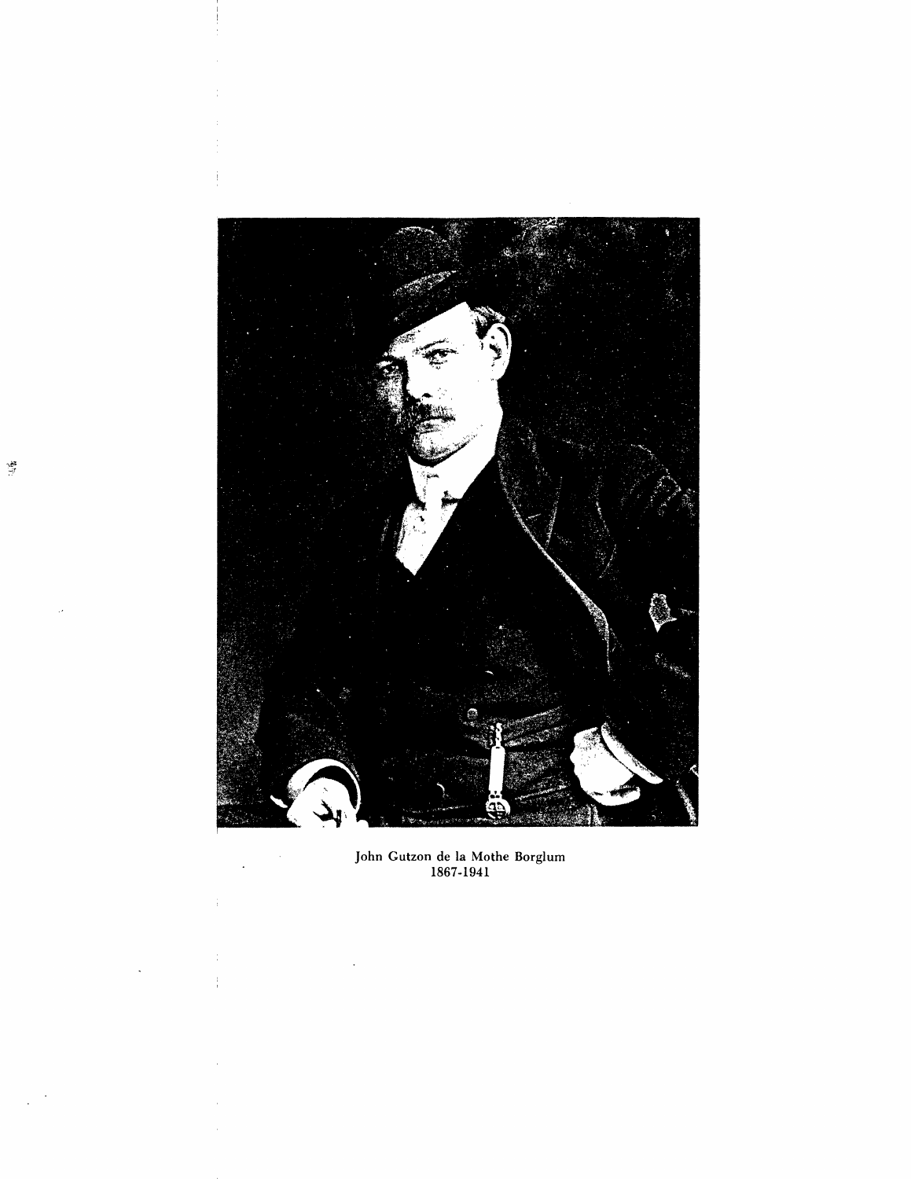John Gutzon de la Mothe Borglum
1867-1941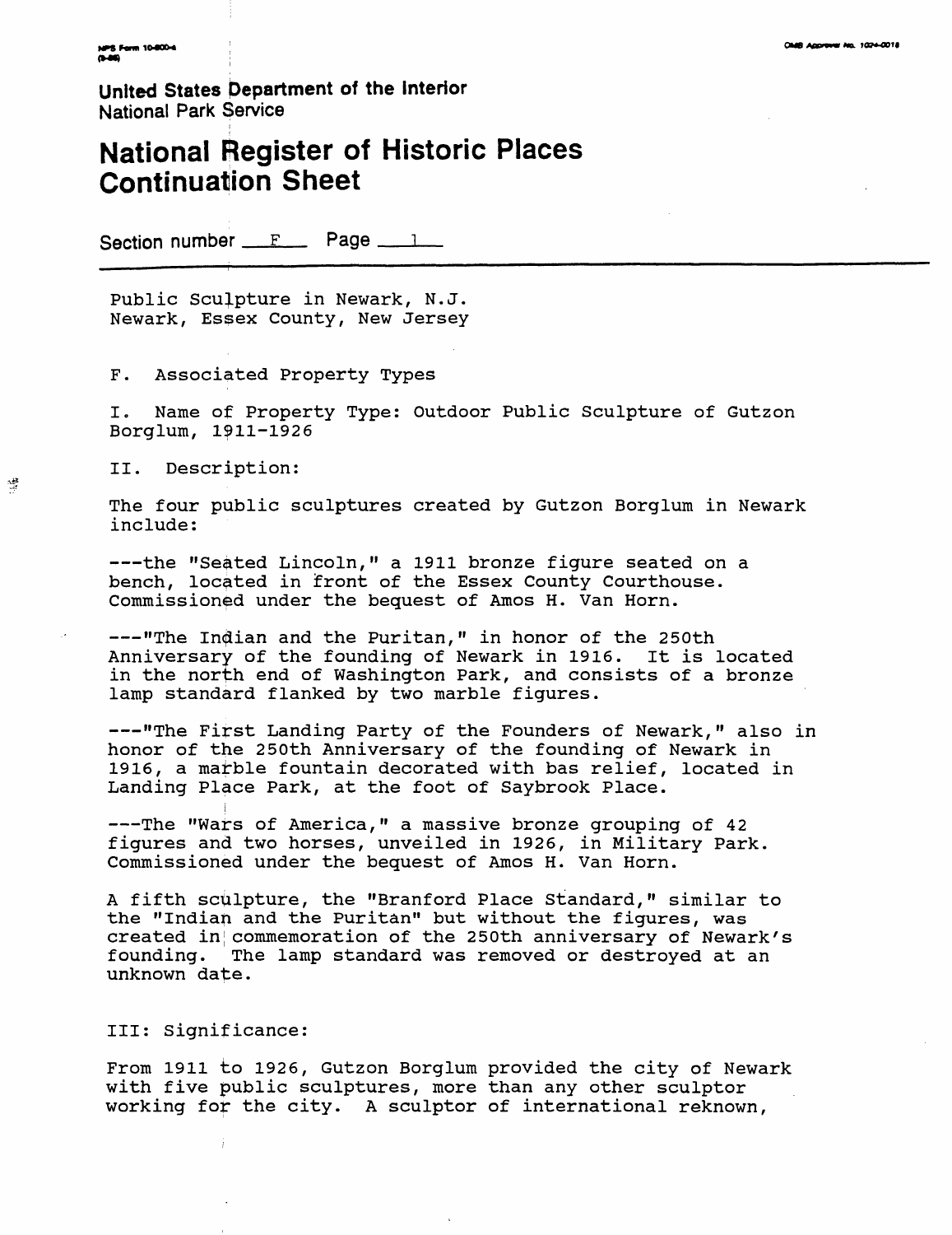United States Department of the Interior
National Park Service

# National Register of Historic Places Continuation Sheet

Section number F Page 1

Public Sculpture in Newark, N.J.
Newark, Essex County, New Jersey

F. Associated Property Types

I. Name of Property Type: Outdoor Public Sculpture of Gutzon Borglum, 1911-1926

II. Description:

The four public sculptures created by Gutzon Borglum in Newark include:

---the "Seated Lincoln," a 1911 bronze figure seated on a bench, located in front of the Essex County Courthouse. Commissioned under the bequest of Amos H. Van Horn.

---"The Indian and the Puritan," in honor of the 250th Anniversary of the founding of Newark in 1916. It is located in the north end of Washington Park, and consists of a bronze lamp standard flanked by two marble figures.

---"The First Landing Party of the Founders of Newark," also in honor of the 250th Anniversary of the founding of Newark in 1916, a marble fountain decorated with bas relief, located in Landing Place Park, at the foot of Saybrook Place.

---The "Wars of America," a massive bronze grouping of 42 figures and two horses, unveiled in 1926, in Military Park. Commissioned under the bequest of Amos H. Van Horn.

A fifth sculpture, the "Branford Place Standard," similar to the "Indian and the Puritan" but without the figures, was created in commemoration of the 250th anniversary of Newark's founding. The lamp standard was removed or destroyed at an unknown date.

III: Significance:

From 1911 to 1926, Gutzon Borglum provided the city of Newark with five public sculptures, more than any other sculptor working for the city. A sculptor of international reknown,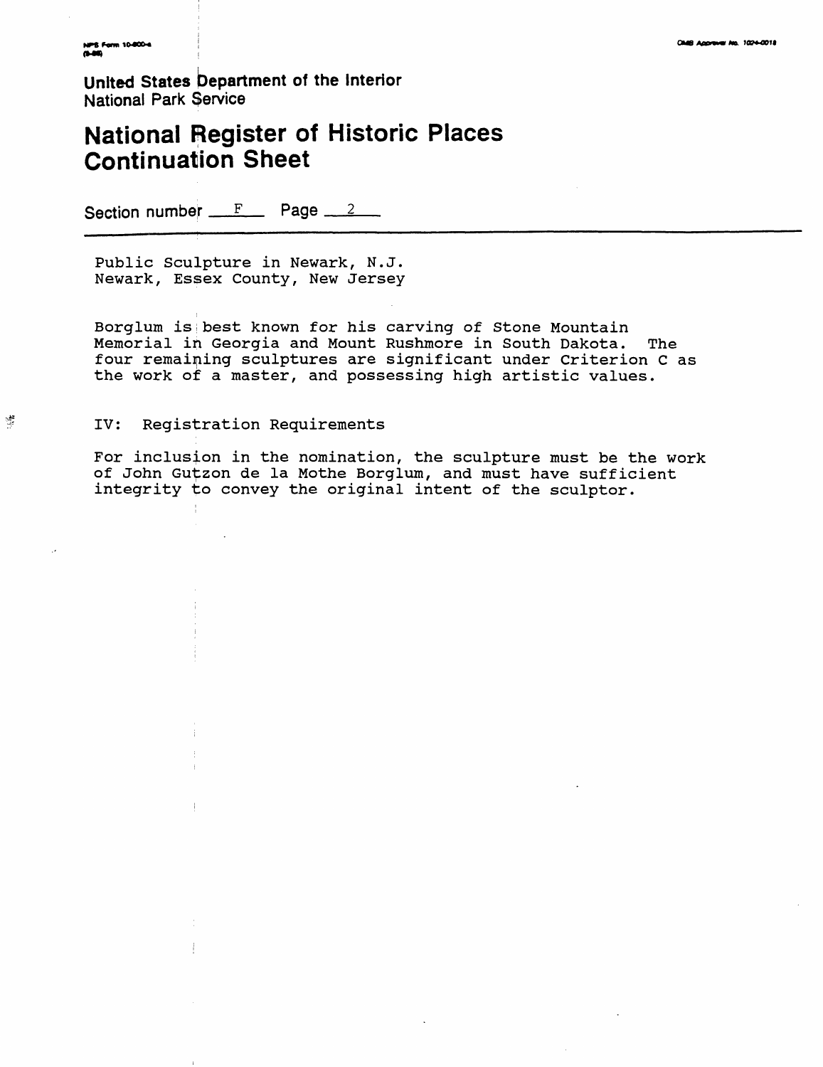United States Department of the Interior
National Park Service

# National Register of Historic Places Continuation Sheet

Section number F Page 2

Public Sculpture in Newark, N.J.
Newark, Essex County, New Jersey

Borglum is best known for his carving of Stone Mountain Memorial in Georgia and Mount Rushmore in South Dakota. The four remaining sculptures are significant under Criterion C as the work of a master, and possessing high artistic values.

IV: Registration Requirements

For inclusion in the nomination, the sculpture must be the work of John Gutzon de la Mothe Borglum, and must have sufficient integrity to convey the original intent of the sculptor.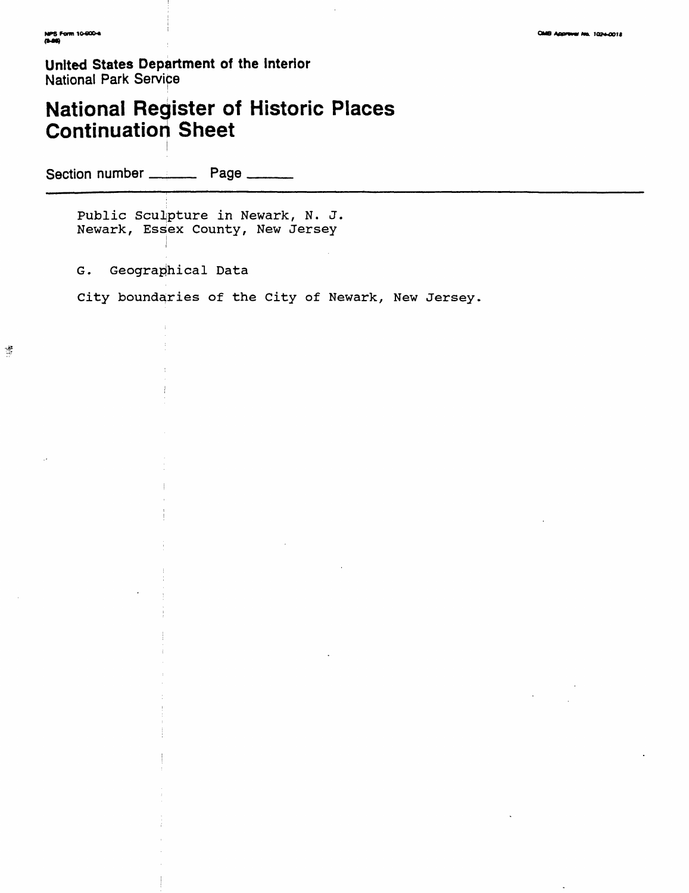United States Department of the Interior
National Park Service

# National Register of Historic Places Continuation Sheet

Section number ______ Page ______

Public Sculpture in Newark, N. J.
Newark, Essex County, New Jersey

G. Geographical Data

City boundaries of the City of Newark, New Jersey.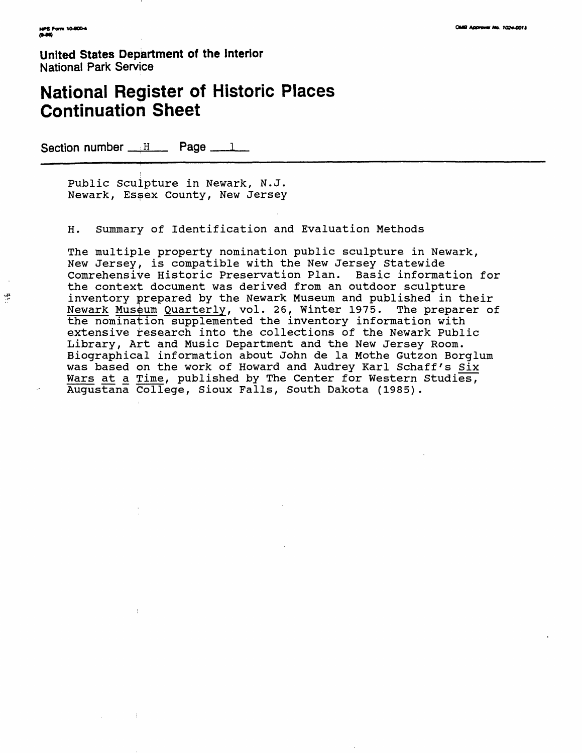United States Department of the Interior
National Park Service

# National Register of Historic Places Continuation Sheet

Section number H Page 1

Public Sculpture in Newark, N.J.
Newark, Essex County, New Jersey

H. Summary of Identification and Evaluation Methods

The multiple property nomination public sculpture in Newark, New Jersey, is compatible with the New Jersey Statewide Comrehensive Historic Preservation Plan. Basic information for the context document was derived from an outdoor sculpture inventory prepared by the Newark Museum and published in their _Newark Museum Quarterly_, vol. 26, Winter 1975. The preparer of the nomination supplemented the inventory information with extensive research into the collections of the Newark Public Library, Art and Music Department and the New Jersey Room. Biographical information about John de la Mothe Gutzon Borglum was based on the work of Howard and Audrey Karl Schaff's _Six Wars at a Time_, published by The Center for Western Studies, Augustana College, Sioux Falls, South Dakota (1985).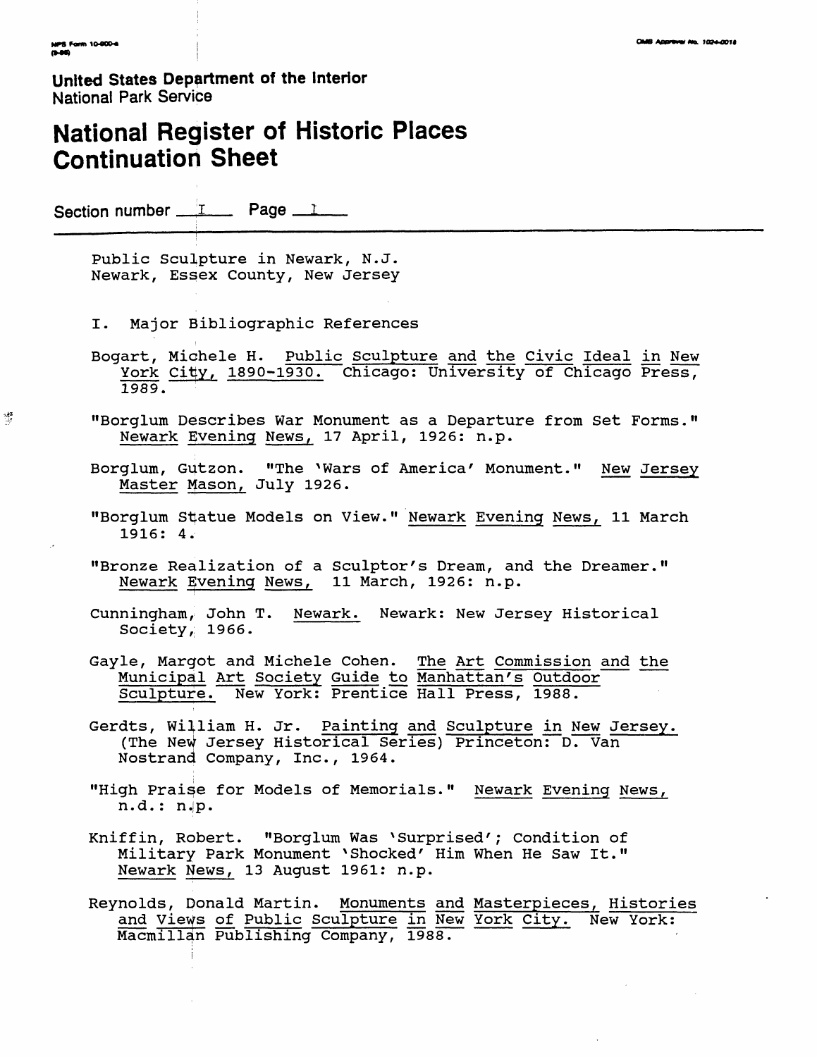**United States Department of the Interior**
National Park Service

# National Register of Historic Places Continuation Sheet

Section number I Page 1

Public Sculpture in Newark, N.J.
Newark, Essex County, New Jersey

## I. Major Bibliographic References

Bogart, Michele H. Public Sculpture and the Civic Ideal in New York City, 1890-1930. Chicago: University of Chicago Press, 1989.

"Borglum Describes War Monument as a Departure from Set Forms." Newark Evening News, 17 April, 1926: n.p.

Borglum, Gutzon. "The 'Wars of America' Monument." New Jersey Master Mason, July 1926.

"Borglum Statue Models on View." Newark Evening News, 11 March 1916: 4.

"Bronze Realization of a Sculptor's Dream, and the Dreamer." Newark Evening News, 11 March, 1926: n.p.

Cunningham, John T. Newark. Newark: New Jersey Historical Society, 1966.

Gayle, Margot and Michele Cohen. The Art Commission and the Municipal Art Society Guide to Manhattan's Outdoor Sculpture. New York: Prentice Hall Press, 1988.

Gerdts, William H. Jr. Painting and Sculpture in New Jersey. (The New Jersey Historical Series) Princeton: D. Van Nostrand Company, Inc., 1964.

"High Praise for Models of Memorials." Newark Evening News, n.d.: n.p.

Kniffin, Robert. "Borglum Was 'Surprised'; Condition of Military Park Monument 'Shocked' Him When He Saw It." Newark News, 13 August 1961: n.p.

Reynolds, Donald Martin. Monuments and Masterpieces, Histories and Views of Public Sculpture in New York City. New York: Macmillan Publishing Company, 1988.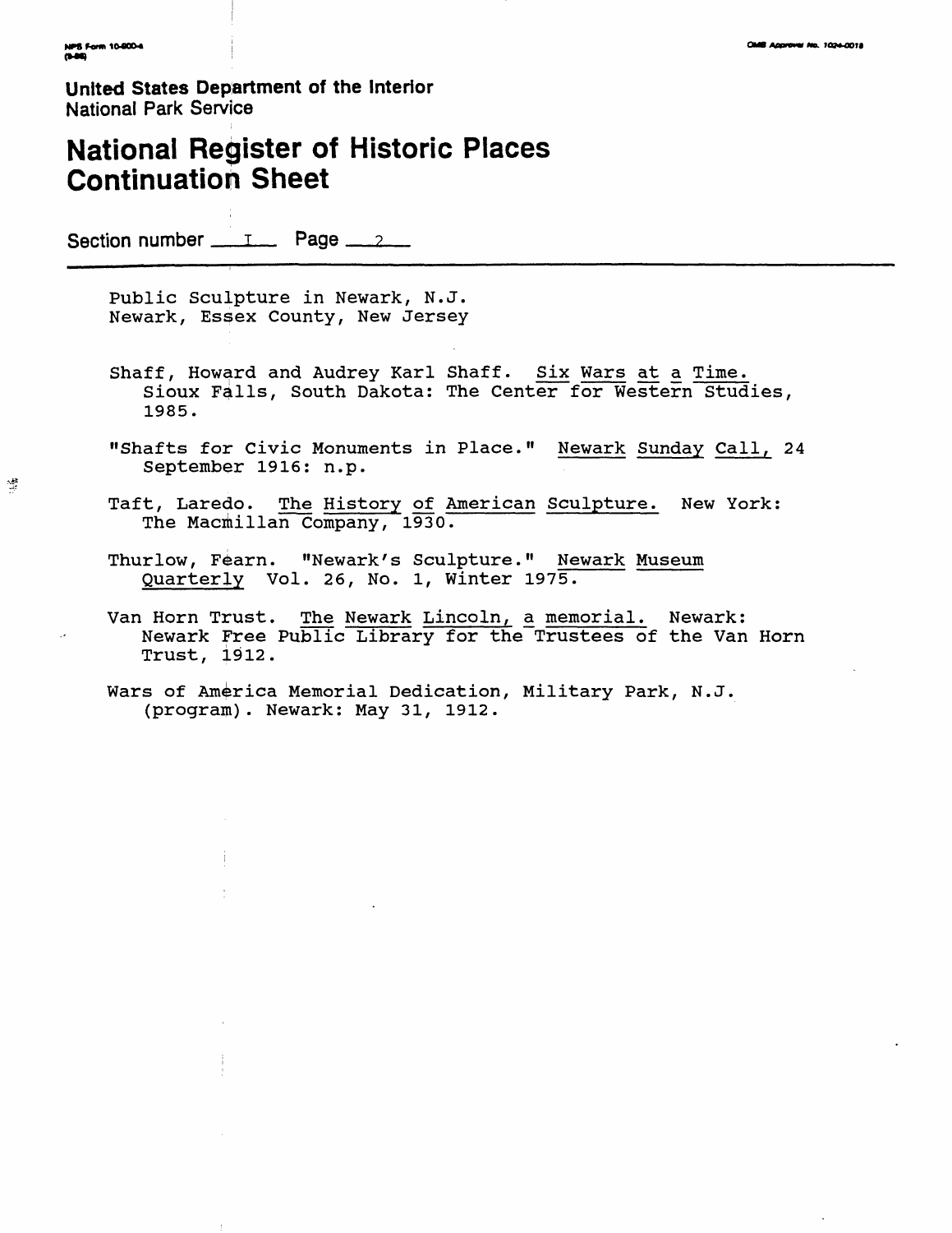United States Department of the Interior
National Park Service

# National Register of Historic Places Continuation Sheet

Section number I Page 2

Public Sculpture in Newark, N.J.
Newark, Essex County, New Jersey

Shaff, Howard and Audrey Karl Shaff. Six Wars at a Time. Sioux Falls, South Dakota: The Center for Western Studies, 1985.

"Shafts for Civic Monuments in Place." Newark Sunday Call, 24 September 1916: n.p.

Taft, Laredo. The History of American Sculpture. New York: The Macmillan Company, 1930.

Thurlow, Fearn. "Newark's Sculpture." Newark Museum Quarterly Vol. 26, No. 1, Winter 1975.

Van Horn Trust. The Newark Lincoln, a memorial. Newark: Newark Free Public Library for the Trustees of the Van Horn Trust, 1912.

Wars of America Memorial Dedication, Military Park, N.J. (program). Newark: May 31, 1912.